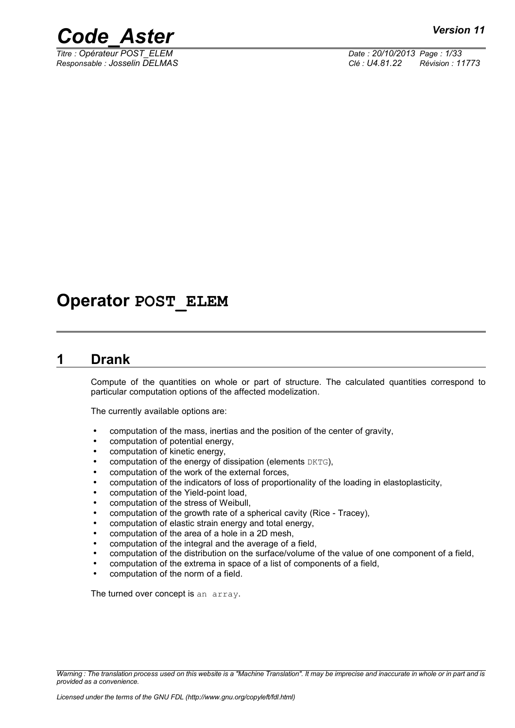# Operator POST_ELEM

## 1 Drank

Compute of the quantities on whole or part of structure. The calculated quantities correspond to particular computation options of the affected modelization.

The currently available options are:

- computation of the mass, inertias and the position of the center of gravity,
- computation of potential energy,
- computation of kinetic energy,
- computation of the energy of dissipation (elements DKTG),
- computation of the work of the external forces,
- computation of the indicators of loss of proportionality of the loading in elastoplasticity,
- computation of the Yield-point load,
- computation of the stress of Weibull,
- computation of the growth rate of a spherical cavity (Rice - Tracey),
- computation of elastic strain energy and total energy,
- computation of the area of a hole in a 2D mesh,
- computation of the integral and the average of a field,
- computation of the distribution on the surface/volume of the value of one component of a field,
- computation of the extrema in space of a list of components of a field,
- computation of the norm of a field.

The turned over concept is an array.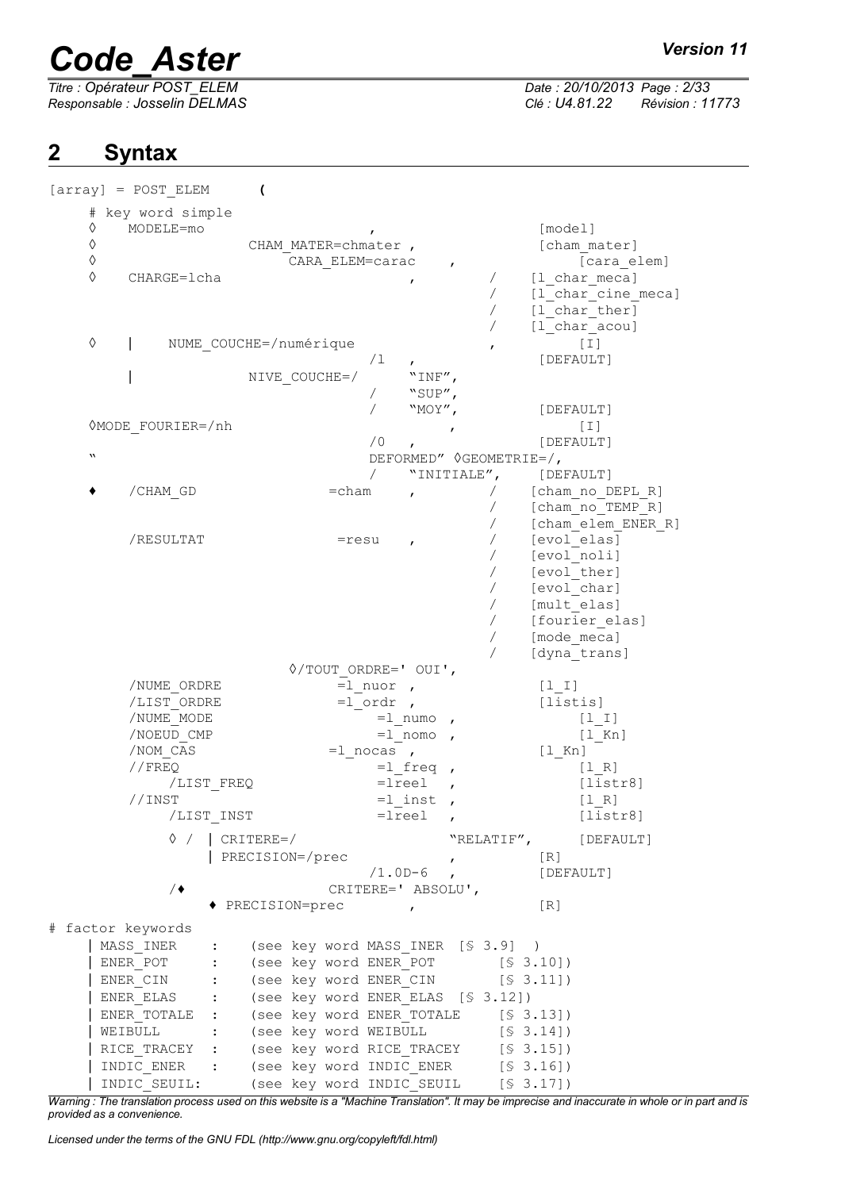## 2 Syntax

```
[array] = POST_ELEM      (

    # key word simple
    ◊    MODELE=mo                        ,                   [model]
    ◊              CHAM_MATER=chmater ,                       [cham_mater]
    ◊                   CARA_ELEM=carac     ,                      [cara_elem]
    ◊    CHARGE=lcha                        ,          /    [l_char_meca]
                                                       /    [l_char_cine_meca]
                                                       /    [l_char_ther]
                                                       /    [l_char_acou]
    ◊    |    NUMÉ_COUCHE=/numérique                  ,          [I]
                                       /1    ,                [DEFAULT]
         |              NIVE_COUCHE=/      "INF",
                                       /    "SUP",
                                       /    "MOY",             [DEFAULT]
    ◊MODE_FOURIER=/nh                            ,                [I]
                                       /0    ,                [DEFAULT]
    "                                  DEFORMED" ◊GEOMETRIE=/,
                                       /    "INITIALE",     [DEFAULT]
    ♦    /CHAM_GD               =cham     ,          /    [cham_no_DEPL_R]
                                                       /    [cham_no_TEMP_R]
                                                       /    [cham_elem_ENER_R]
         /RESULTAT               =resu    ,          /    [evol_elas]
                                                       /    [evol_noli]
                                                       /    [evol_ther]
                                                       /    [evol_char]
                                                       /    [mult_elas]
                                                       /    [fourier_elas]
                                                       /    [mode_meca]
                                                       /    [dyna_trans]
                          ◊/TOUT_ORDRE=' OUI',
         /NUME_ORDRE             =l_nuor ,                [l_I]
         /LIST_ORDRE             =l_ordr ,                [listis]
         /NUME_MODE                   =l_numo  ,               [l_I]
         /NOEUD_CMP                   =l_nomo  ,               [l_Kn]
         /NOM_CAS               =l_nocas ,                [l_Kn]
         //FREQ                       =l_freq  ,               [l_R]
              /LIST_FREQ              =lreel   ,               [listr8]
         //INST                       =l_inst  ,               [l_R]
              /LIST_INST              =lreel   ,               [listr8]

              ◊ /  | CRITERE=/                     "RELATIF",      [DEFAULT]
                   | PRECISION=/prec              ,           [R]
                                        /1.0D-6   ,           [DEFAULT]
              /♦                 CRITERE=' ABSOLU',
                   ♦ PRECISION=prec          ,                [R]

# factor keywords
    | MASS_INER    :    (see key word MASS_INER  [§ 3.9]  )
    | ENER_POT     :    (see key word ENER_POT        [§ 3.10])
    | ENER_CIN     :    (see key word ENER_CIN        [§ 3.11])
    | ENER_ELAS    :    (see key word ENER_ELAS  [§ 3.12])
    | ENER_TOTALE  :    (see key word ENER_TOTALE     [§ 3.13])
    | WEIBULL      :    (see key word WEIBULL         [§ 3.14])
    | RICE_TRACEY  :    (see key word RICE_TRACEY     [§ 3.15])
    | INDIC_ENER   :    (see key word INDIC_ENER      [§ 3.16])
    | INDIC_SEUIL:      (see key word INDIC_SEUIL     [§ 3.17])
```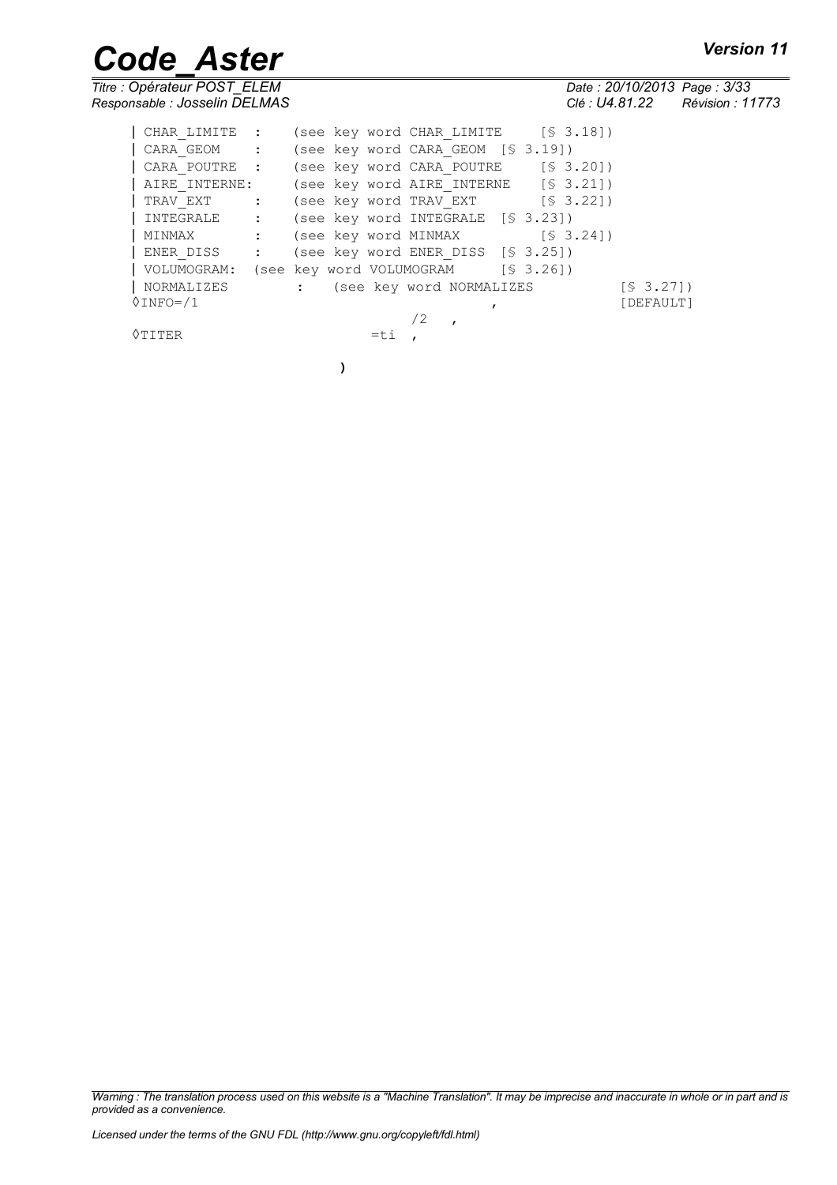```
| CHAR_LIMITE  :    (see key word CHAR_LIMITE    [§ 3.18])
| CARA_GEOM    :    (see key word CARA_GEOM  [§ 3.19])
| CARA_POUTRE  :    (see key word CARA_POUTRE    [§ 3.20])
| AIRE_INTERNE:     (see key word AIRE_INTERNE   [§ 3.21])
| TRAV_EXT     :    (see key word TRAV_EXT       [§ 3.22])
| INTEGRALE    :    (see key word INTEGRALE  [§ 3.23])
| MINMAX       :    (see key word MINMAX         [§ 3.24])
| ENER_DISS    :    (see key word ENER_DISS  [§ 3.25])
| VOLUMOGRAM:  (see key word VOLUMOGRAM      [§ 3.26])
| NORMALIZES        :   (see key word NORMALIZES          [§ 3.27])
◊INFO=/1                                       ,               [DEFAULT]
                            /2   ,
◊TITER                  =ti  ,

                    )
```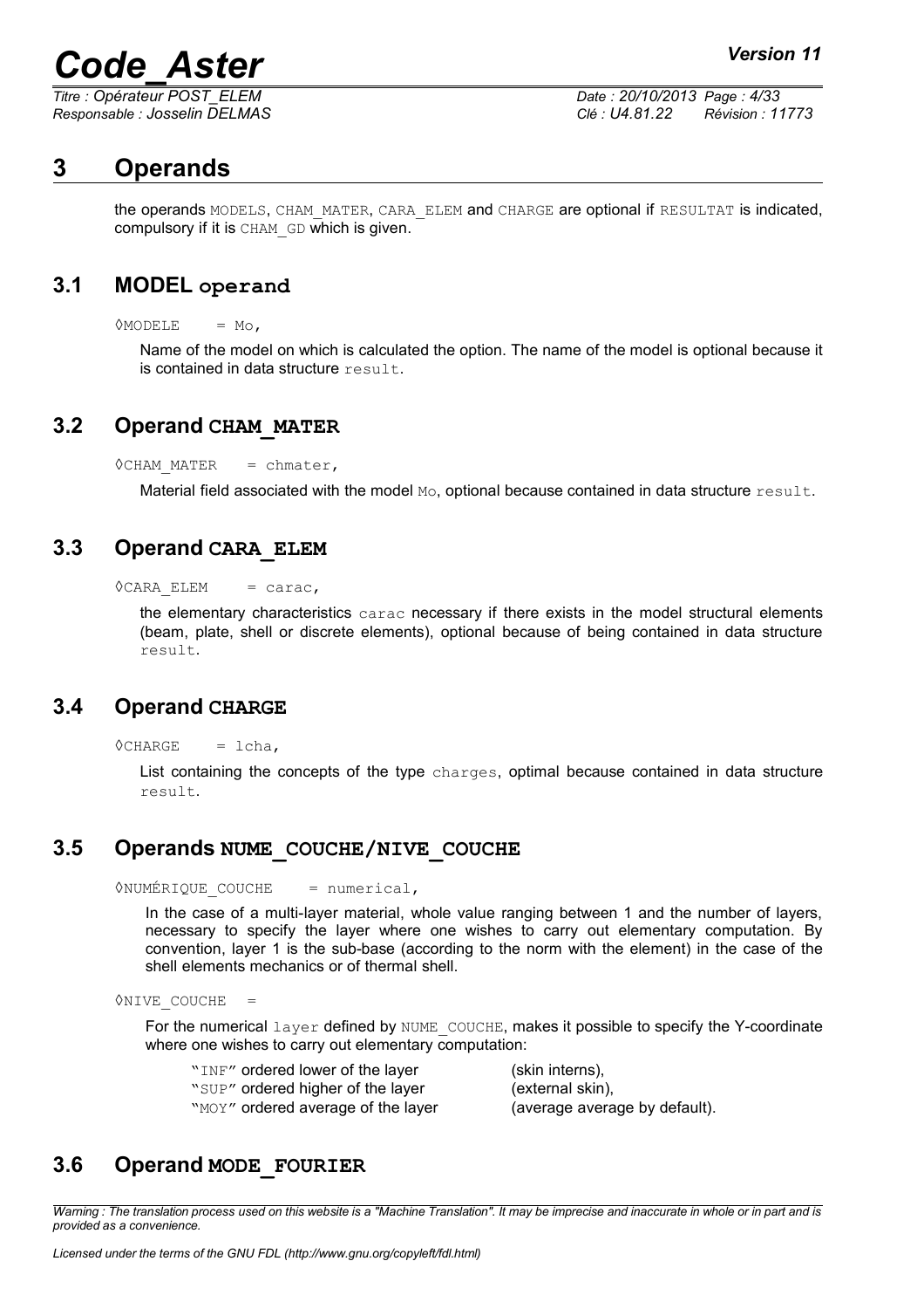# 3 Operands

the operands MODELS, CHAM_MATER, CARA_ELEM and CHARGE are optional if RESULTAT is indicated, compulsory if it is CHAM_GD which is given.

## 3.1 MODEL operand

◊MODELE = Mo,

Name of the model on which is calculated the option. The name of the model is optional because it is contained in data structure result.

## 3.2 Operand CHAM_MATER

◊CHAM_MATER = chmater,

Material field associated with the model Mo, optional because contained in data structure result.

## 3.3 Operand CARA_ELEM

◊CARA_ELEM = carac,

the elementary characteristics carac necessary if there exists in the model structural elements (beam, plate, shell or discrete elements), optional because of being contained in data structure result.

## 3.4 Operand CHARGE

◊CHARGE = lcha,

List containing the concepts of the type charges, optimal because contained in data structure result.

## 3.5 Operands NUME_COUCHE/NIVE_COUCHE

◊NUMÉRIQUE_COUCHE = numerical,

In the case of a multi-layer material, whole value ranging between 1 and the number of layers, necessary to specify the layer where one wishes to carry out elementary computation. By convention, layer 1 is the sub-base (according to the norm with the element) in the case of the shell elements mechanics or of thermal shell.

◊NIVE_COUCHE =

For the numerical layer defined by NUME_COUCHE, makes it possible to specify the Y-coordinate where one wishes to carry out elementary computation:

"INF" ordered lower of the layer (skin interns),
"SUP" ordered higher of the layer (external skin),
"MOY" ordered average of the layer (average average by default).

## 3.6 Operand MODE_FOURIER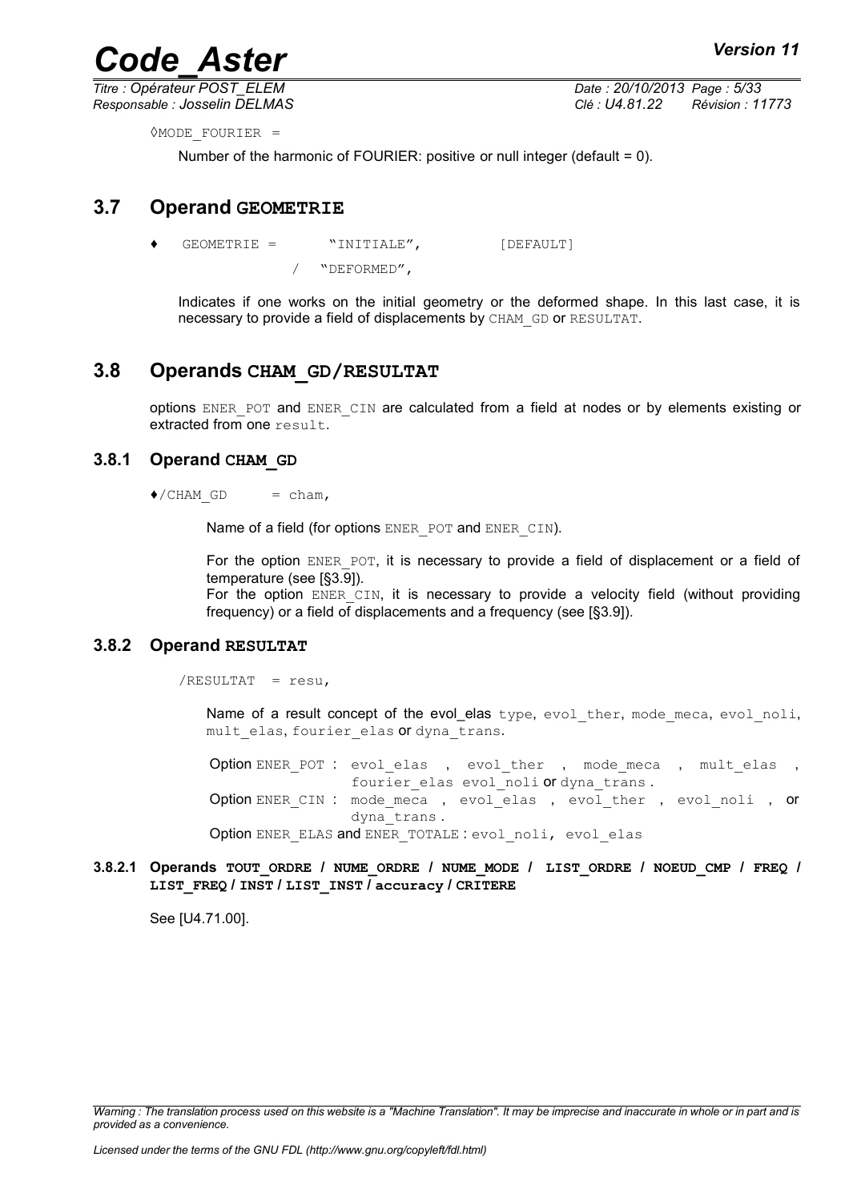◊MODE_FOURIER =

Number of the harmonic of FOURIER: positive or null integer (default = 0).

## 3.7 Operand GEOMETRIE

♦ GEOMETRIE = "INITIALE", [DEFAULT]

/ "DEFORMED",

Indicates if one works on the initial geometry or the deformed shape. In this last case, it is necessary to provide a field of displacements by CHAM_GD or RESULTAT.

## 3.8 Operands CHAM_GD/RESULTAT

options ENER_POT and ENER_CIN are calculated from a field at nodes or by elements existing or extracted from one result.

### 3.8.1 Operand CHAM_GD

♦/CHAM_GD = cham,

Name of a field (for options ENER_POT and ENER_CIN).

For the option ENER_POT, it is necessary to provide a field of displacement or a field of temperature (see [§3.9]).
For the option ENER_CIN, it is necessary to provide a velocity field (without providing frequency) or a field of displacements and a frequency (see [§3.9]).

### 3.8.2 Operand RESULTAT

/RESULTAT = resu,

Name of a result concept of the evol_elas type, evol_ther, mode_meca, evol_noli, mult_elas, fourier_elas or dyna_trans.

Option ENER_POT : evol_elas , evol_ther , mode_meca , mult_elas , fourier_elas evol_noli or dyna_trans .
Option ENER_CIN : mode_meca , evol_elas , evol_ther , evol_noli , or dyna_trans .
Option ENER_ELAS and ENER_TOTALE : evol_noli, evol_elas

#### 3.8.2.1 Operands TOUT_ORDRE / NUME_ORDRE / NUME_MODE / LIST_ORDRE / NOEUD_CMP / FREQ / LIST_FREQ / INST / LIST_INST / accuracy / CRITERE

See [U4.71.00].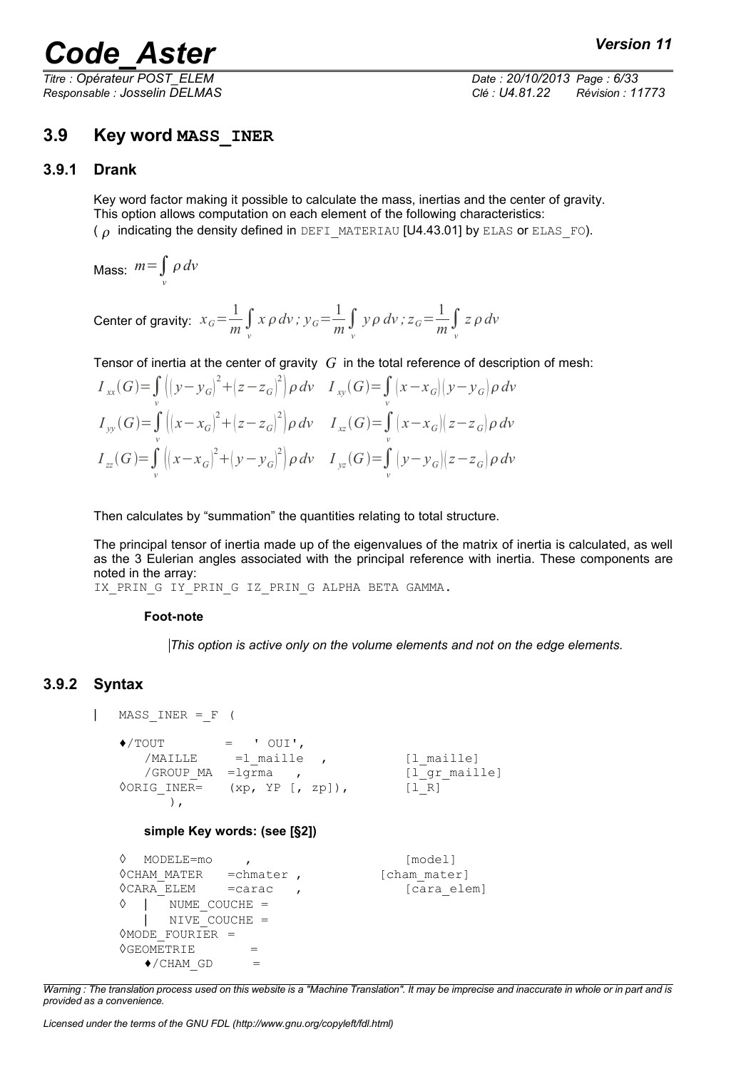## 3.9 Key word **MASS_INER**

### 3.9.1 Drank

Key word factor making it possible to calculate the mass, inertias and the center of gravity. This option allows computation on each element of the following characteristics:
( $\rho$ indicating the density defined in DEFI_MATERIAU [U4.43.01] by ELAS or ELAS_FO).

Mass: $m=\int_v \rho\, dv$

Center of gravity: $x_G=\frac{1}{m}\int_v x\,\rho\, dv\,;\, y_G=\frac{1}{m}\int_v y\,\rho\, dv\,;\, z_G=\frac{1}{m}\int_v z\,\rho\, dv$

Tensor of inertia at the center of gravity $G$ in the total reference of description of mesh:

$$I_{xx}(G)=\int_v \left((y-y_G)^2+(z-z_G)^2\right)\rho\, dv \quad I_{xy}(G)=\int_v (x-x_G)(y-y_G)\rho\, dv$$

$$I_{yy}(G)=\int_v \left((x-x_G)^2+(z-z_G)^2\right)\rho\, dv \quad I_{xz}(G)=\int_v (x-x_G)(z-z_G)\rho\, dv$$

$$I_{zz}(G)=\int_v \left((x-x_G)^2+(y-y_G)^2\right)\rho\, dv \quad I_{yz}(G)=\int_v (y-y_G)(z-z_G)\rho\, dv$$

Then calculates by "summation" the quantities relating to total structure.

The principal tensor of inertia made up of the eigenvalues of the matrix of inertia is calculated, as well as the 3 Eulerian angles associated with the principal reference with inertia. These components are noted in the array:
IX_PRIN_G IY_PRIN_G IZ_PRIN_G ALPHA BETA GAMMA.

**Foot-note**

*This option is active only on the volume elements and not on the edge elements.*

### 3.9.2 Syntax

```
|   MASS_INER =_F (

    ♦/TOUT        =   ' OUI',
       /MAILLE     =l_maille  ,           [l_maille]
       /GROUP_MA  =lgrma   ,              [l_gr_maille]
    ◊ORIG_INER=    (xp, YP [, zp]),       [l_R]
          ),
```

**simple Key words: (see [§2])**

```
    ◊  MODELE=mo     ,                    [model]
    ◊CHAM_MATER    =chmater ,          [cham_mater]
    ◊CARA_ELEM     =carac   ,             [cara_elem]
    ◊  |   NUME_COUCHE =
       |   NIVE_COUCHE =
    ◊MODE_FOURIER =
    ◊GEOMETRIE       =
       ♦/CHAM_GD     =
```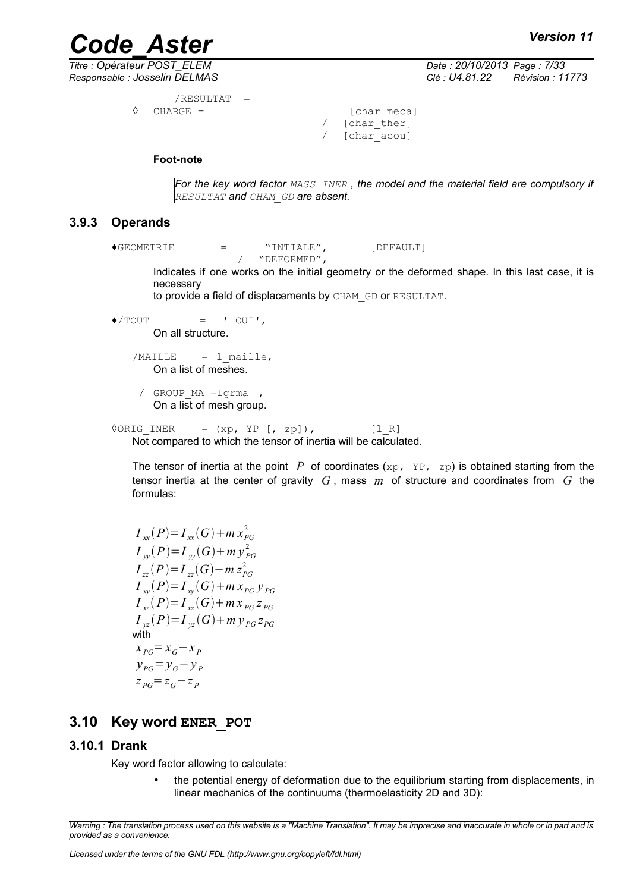```
        /RESULTAT  =
    ◊   CHARGE =                        [char_meca]
                                      / [char_ther]
                                      / [char_acou]
```

**Foot-note**

*For the key word factor MASS_INER , the model and the material field are compulsory if RESULTAT and CHAM_GD are absent.*

### 3.9.3 Operands

```
♦GEOMETRIE       =      "INTIALE",       [DEFAULT]
                    /  "DEFORMED",
```

Indicates if one works on the initial geometry or the deformed shape. In this last case, it is necessary
to provide a field of displacements by CHAM_GD or RESULTAT.

```
♦/TOUT        =   ' OUI',
```

On all structure.

```
/MAILLE    = l_maille,
```

On a list of meshes.

```
/ GROUP_MA =lgrma  ,
```

On a list of mesh group.

```
◊ORIG_INER    = (xp, YP [, zp]),        [l_R]
```

Not compared to which the tensor of inertia will be calculated.

The tensor of inertia at the point $P$ of coordinates (xp, YP, zp) is obtained starting from the tensor inertia at the center of gravity $G$, mass $m$ of structure and coordinates from $G$ the formulas:

$$
\begin{aligned}
I_{xx}(P) &= I_{xx}(G) + m\, x_{PG}^2 \\
I_{yy}(P) &= I_{yy}(G) + m\, y_{PG}^2 \\
I_{zz}(P) &= I_{zz}(G) + m\, z_{PG}^2 \\
I_{xy}(P) &= I_{xy}(G) + m\, x_{PG}\, y_{PG} \\
I_{xz}(P) &= I_{xz}(G) + m\, x_{PG}\, z_{PG} \\
I_{yz}(P) &= I_{yz}(G) + m\, y_{PG}\, z_{PG}
\end{aligned}
$$

with

$$
\begin{aligned}
x_{PG} &= x_G - x_P \\
y_{PG} &= y_G - y_P \\
z_{PG} &= z_G - z_P
\end{aligned}
$$

## 3.10 Key word ENER_POT

### 3.10.1 Drank

Key word factor allowing to calculate:

- the potential energy of deformation due to the equilibrium starting from displacements, in linear mechanics of the continuums (thermoelasticity 2D and 3D):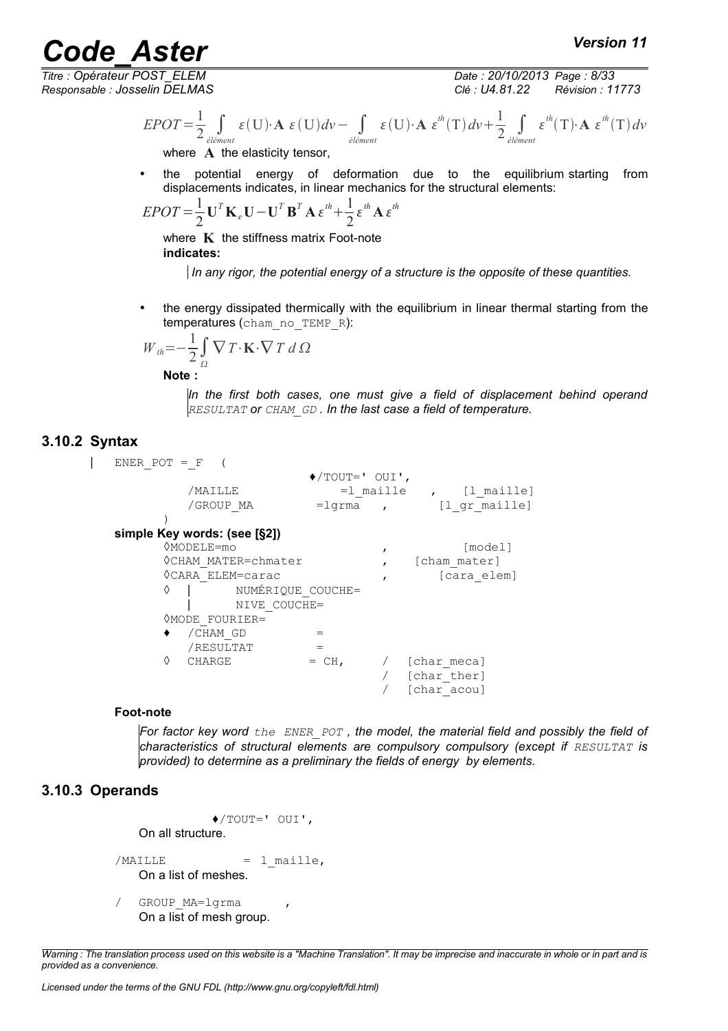$$EPOT=\frac{1}{2}\int_{élément}\varepsilon(\mathbf{U})\cdot\mathbf{A}\;\varepsilon(\mathbf{U})dv-\int_{élément}\varepsilon(\mathbf{U})\cdot\mathbf{A}\;\varepsilon^{th}(\mathrm{T})dv+\frac{1}{2}\int_{élément}\varepsilon^{th}(\mathrm{T})\cdot\mathbf{A}\;\varepsilon^{th}(\mathrm{T})dv$$

where $\mathbf{A}$ the elasticity tensor,

- the potential energy of deformation due to the equilibrium starting from displacements indicates, in linear mechanics for the structural elements:

$$EPOT=\frac{1}{2}\mathbf{U}^T\mathbf{K}_e\mathbf{U}-\mathbf{U}^T\mathbf{B}^T\mathbf{A}\,\varepsilon^{th}+\frac{1}{2}\varepsilon^{th}\mathbf{A}\,\varepsilon^{th}$$

where $\mathbf{K}$ the stiffness matrix Foot-note
**indicates:**

*In any rigor, the potential energy of a structure is the opposite of these quantities.*

- the energy dissipated thermically with the equilibrium in linear thermal starting from the temperatures (`cham_no_TEMP_R`):

$$W_{th}=-\frac{1}{2}\int_{\Omega}\nabla T\cdot\mathbf{K}\cdot\nabla T\;d\Omega$$

**Note :**

*In the first both cases, one must give a field of displacement behind operand `RESULTAT` or `CHAM_GD`. In the last case a field of temperature.*

### 3.10.2 Syntax

```
|  ENER_POT =_F  (
                          ♦/TOUT=' OUI',
          /MAILLE              =l_maille   ,    [l_maille]
          /GROUP_MA          =lgrma    ,       [l_gr_maille]
   )
```

**simple Key words: (see [§2])**

```
      ◊MODELE=mo                          ,           [model]
      ◊CHAM_MATER=chmater                 ,    [cham_mater]
      ◊CARA_ELEM=carac                    ,       [cara_elem]
      ◊   |      NUMÉRIQUE_COUCHE=
          |      NIVE_COUCHE=
      ◊MODE_FOURIER=
      ♦   /CHAM_GD          =
          /RESULTAT         =
      ◊   CHARGE          = CH,      /  [char_meca]
                                     /  [char_ther]
                                     /  [char_acou]
```

**Foot-note**

*For factor key word `the ENER_POT`, the model, the material field and possibly the field of characteristics of structural elements are compulsory compulsory (except if `RESULTAT` is provided) to determine as a preliminary the fields of energy by elements.*

### 3.10.3 Operands

♦/TOUT=' OUI',
On all structure.

/MAILLE = l_maille,
On a list of meshes.

/ GROUP_MA=lgrma ,
On a list of mesh group.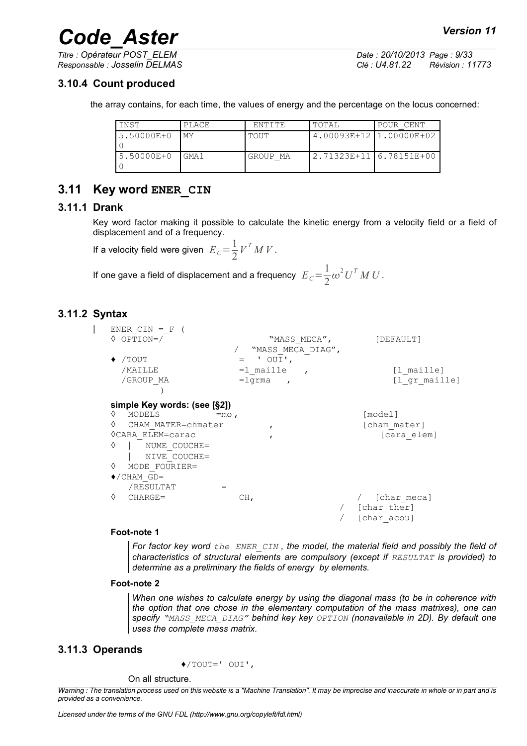### 3.10.4 Count produced

the array contains, for each time, the values of energy and the percentage on the locus concerned:

| INST | PLACE | ENTITE | TOTAL | POUR_CENT |
|---|---|---|---|---|
| 5.50000E+00 | MY | TOUT | 4.00093E+12 | 1.00000E+02 |
| 5.50000E+00 | GMA1 | GROUP_MA | 2.71323E+11 | 6.78151E+00 |

## 3.11 Key word ENER_CIN

### 3.11.1 Drank

Key word factor making it possible to calculate the kinetic energy from a velocity field or a field of displacement and of a frequency.

If a velocity field were given $E_C = \frac{1}{2} V^T M V$.

If one gave a field of displacement and a frequency $E_C = \frac{1}{2} \omega^2 U^T M U$.

### 3.11.2 Syntax

```
|   ENER_CIN =_F (
    ◊ OPTION=/               "MASS_MECA",          [DEFAULT]
                         /   "MASS_MECA_DIAG",
    ♦ /TOUT               =  ' OUI',
      /MAILLE             =l_maille   ,              [l_maille]
      /GROUP_MA           =lgrma   ,                 [l_gr_maille]
            )
```

**simple Key words: (see [§2])**

```
    ◊   MODELS          =mo,                         [model]
    ◊   CHAM_MATER=chmater        ,                  [cham_mater]
    ◊CARA_ELEM=carac              ,                     [cara_elem]
    ◊   |   NUME_COUCHE=
        |   NIVE_COUCHE=
    ◊   MODE_FOURIER=
    ♦/CHAM_GD=
       /RESULTAT        =
    ◊   CHARGE=             CH,                    /  [char_meca]
                                                 /  [char_ther]
                                                 /  [char_acou]
```

**Foot-note 1**

*For factor key word the ENER_CIN , the model, the material field and possibly the field of characteristics of structural elements are compulsory (except if RESULTAT is provided) to determine as a preliminary the fields of energy by elements.*

**Foot-note 2**

*When one wishes to calculate energy by using the diagonal mass (to be in coherence with the option that one chose in the elementary computation of the mass matrixes), one can specify "MASS_MECA_DIAG" behind key key OPTION (nonavailable in 2D). By default one uses the complete mass matrix.*

### 3.11.3 Operands

♦/TOUT=' OUI',

On all structure.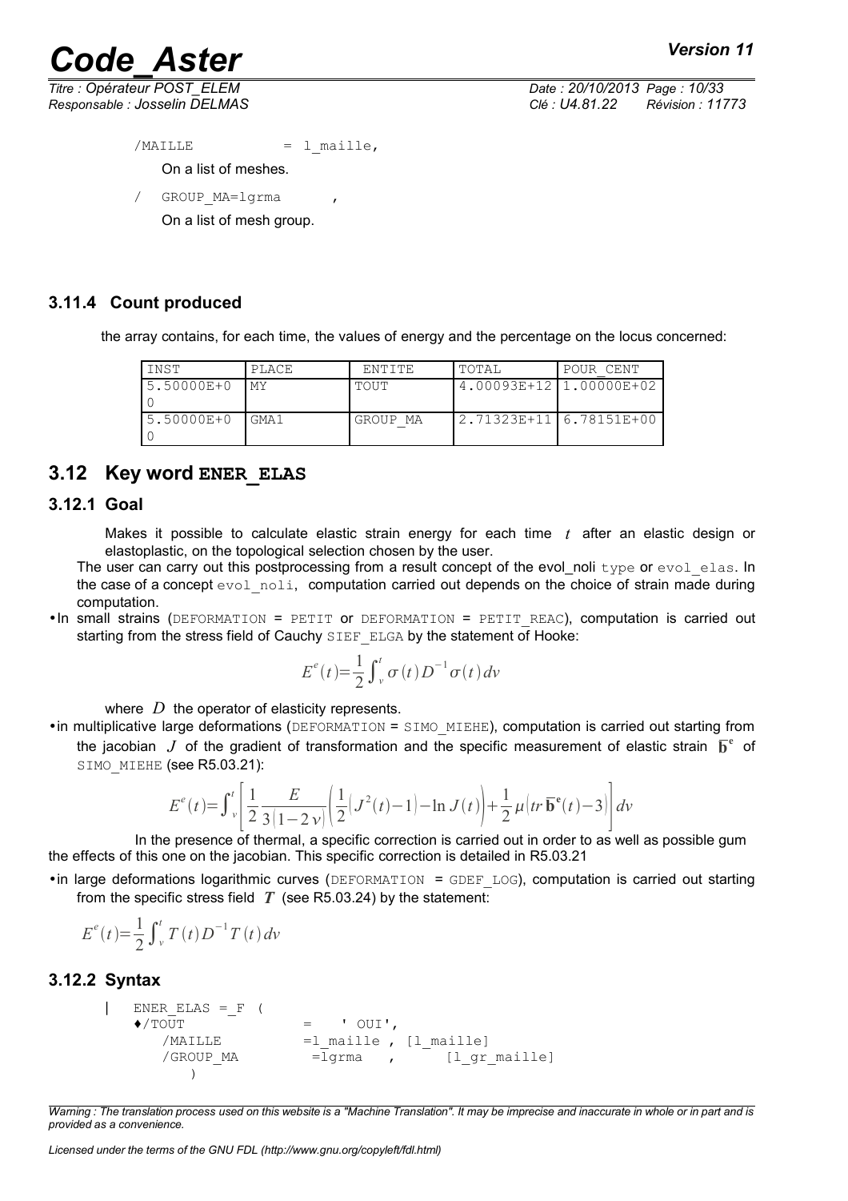/MAILLE = l_maille,

On a list of meshes.

/ GROUP_MA=lgrma ,

On a list of mesh group.

### 3.11.4 Count produced

the array contains, for each time, the values of energy and the percentage on the locus concerned:

| INST | PLACE | ENTITE | TOTAL | POUR_CENT |
|---|---|---|---|---|
| 5.50000E+00 | MY | TOUT | 4.00093E+12 | 1.00000E+02 |
| 5.50000E+00 | GMA1 | GROUP_MA | 2.71323E+11 | 6.78151E+00 |

## 3.12 Key word **ENER_ELAS**

### 3.12.1 Goal

Makes it possible to calculate elastic strain energy for each time $t$ after an elastic design or elastoplastic, on the topological selection chosen by the user.

The user can carry out this postprocessing from a result concept of the evol_noli type or evol_elas. In the case of a concept evol_noli, computation carried out depends on the choice of strain made during computation.

- In small strains (DEFORMATION = PETIT or DEFORMATION = PETIT_REAC), computation is carried out starting from the stress field of Cauchy SIEF_ELGA by the statement of Hooke:

$$E^{e}(t)=\frac{1}{2}\int_{v}^{t}\sigma(t)D^{-1}\sigma(t)\,dv$$

where $D$ the operator of elasticity represents.

- in multiplicative large deformations (DEFORMATION = SIMO_MIEHE), computation is carried out starting from the jacobian $J$ of the gradient of transformation and the specific measurement of elastic strain $\overline{\mathbf{b}}^{\mathbf{e}}$ of SIMO_MIEHE (see R5.03.21):

$$E^{e}(t)=\int_{v}^{t}\left[\frac{1}{2}\frac{E}{3(1-2\nu)}\left(\frac{1}{2}(J^{2}(t)-1)-\ln J(t)\right)+\frac{1}{2}\mu\left(tr\,\overline{\mathbf{b}}^{\mathbf{e}}(t)-3\right)\right]dv$$

In the presence of thermal, a specific correction is carried out in order to as well as possible gum the effects of this one on the jacobian. This specific correction is detailed in R5.03.21

- in large deformations logarithmic curves (DEFORMATION = GDEF_LOG), computation is carried out starting from the specific stress field $T$ (see R5.03.24) by the statement:

$$E^{e}(t)=\frac{1}{2}\int_{v}^{t}T(t)D^{-1}T(t)\,dv$$

### 3.12.2 Syntax

```
|   ENER_ELAS =_F (
    ♦/TOUT              =    ' OUI',
       /MAILLE          =l_maille , [l_maille]
       /GROUP_MA         =lgrma   ,      [l_gr_maille]
          )
```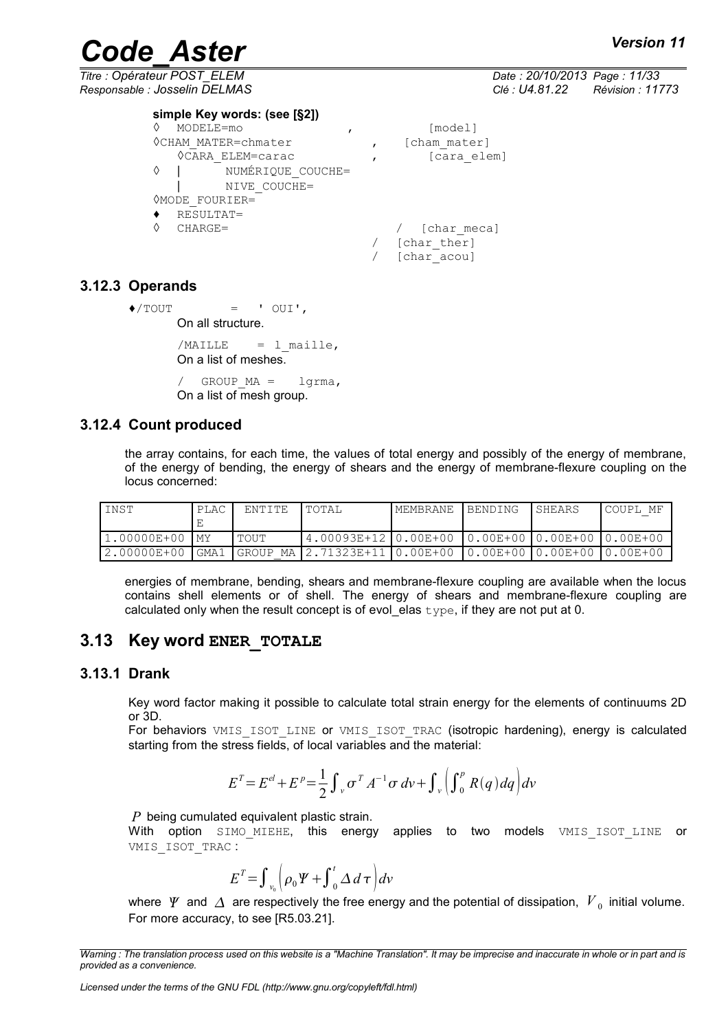**simple Key words: (see [§2])**

```
◊  MODELE=mo                ,          [model]
◊CHAM_MATER=chmater          ,    [cham_mater]
   ◊CARA_ELEM=carac          ,        [cara_elem]
◊  |      NUMÉRIQUE_COUCHE=
   |      NIVE_COUCHE=
◊MODE_FOURIER=
♦  RESULTAT=
◊  CHARGE=                         /  [char_meca]
                                 /  [char_ther]
                                 /  [char_acou]
```

### 3.12.3 Operands

♦/TOUT = ' OUI',
On all structure.

/MAILLE = l_maille,
On a list of meshes.

/ GROUP_MA = lgrma,
On a list of mesh group.

### 3.12.4 Count produced

the array contains, for each time, the values of total energy and possibly of the energy of membrane, of the energy of bending, the energy of shears and the energy of membrane-flexure coupling on the locus concerned:

| INST | PLACE | ENTITE | TOTAL | MEMBRANE | BENDING | SHEARS | COUPL_MF |
|---|---|---|---|---|---|---|---|
| 1.00000E+00 | MY | TOUT | 4.00093E+12 | 0.00E+00 | 0.00E+00 | 0.00E+00 | 0.00E+00 |
| 2.00000E+00 | GMA1 | GROUP_MA | 2.71323E+11 | 0.00E+00 | 0.00E+00 | 0.00E+00 | 0.00E+00 |

energies of membrane, bending, shears and membrane-flexure coupling are available when the locus contains shell elements or of shell. The energy of shears and membrane-flexure coupling are calculated only when the result concept is of evol_elas type, if they are not put at 0.

## 3.13 Key word **ENER_TOTALE**

### 3.13.1 Drank

Key word factor making it possible to calculate total strain energy for the elements of continuums 2D or 3D.

For behaviors VMIS_ISOT_LINE or VMIS_ISOT_TRAC (isotropic hardening), energy is calculated starting from the stress fields, of local variables and the material:

$$E^T = E^{el} + E^p = \frac{1}{2}\int_v \sigma^T A^{-1} \sigma \, dv + \int_v \left( \int_0^p R(q) dq \right) dv$$

$P$ being cumulated equivalent plastic strain.

With option SIMO_MIEHE, this energy applies to two models VMIS_ISOT_LINE or VMIS_ISOT_TRAC :

$$E^T = \int_{v_0} \left( \rho_0 \Psi + \int_0^t \Delta \, d\tau \right) dv$$

where $\Psi$ and $\Delta$ are respectively the free energy and the potential of dissipation, $V_0$ initial volume. For more accuracy, to see [R5.03.21].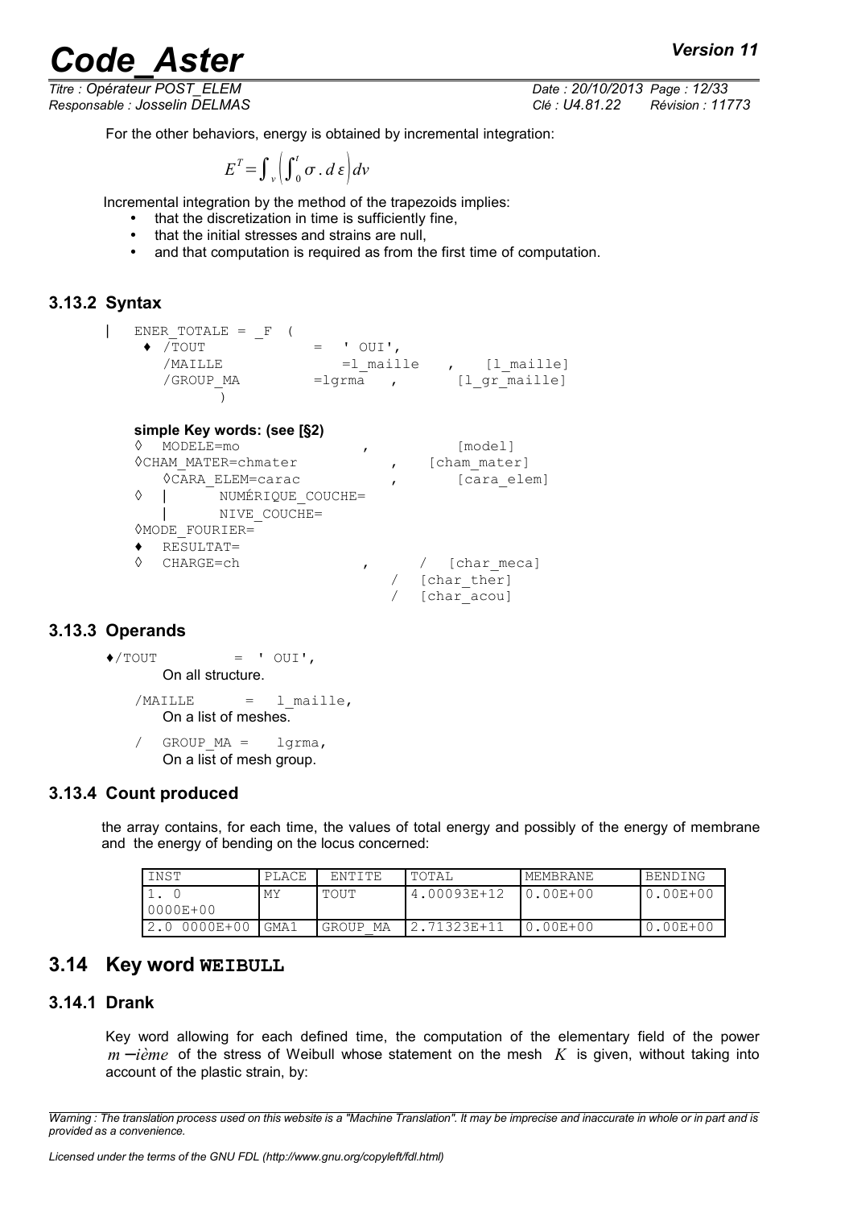For the other behaviors, energy is obtained by incremental integration:

$$E^T = \int_v \left( \int_0^t \sigma . d\varepsilon \right) dv$$

Incremental integration by the method of the trapezoids implies:

- that the discretization in time is sufficiently fine,
- that the initial stresses and strains are null,
- and that computation is required as from the first time of computation.

### 3.13.2 Syntax

```
|   ENER_TOTALE = _F  (
  ♦ /TOUT              =  ' OUI',
    /MAILLE              =l_maille   ,    [l_maille]
    /GROUP_MA         =lgrma   ,        [l_gr_maille]
            )
```

**simple Key words: (see [§2)**

```
◊  MODELE=mo                  ,            [model]
◊CHAM_MATER=chmater             ,    [cham_mater]
   ◊CARA_ELEM=carac             ,        [cara_elem]
◊  |       NUMÉRIQUE_COUCHE=
   |       NIVE_COUCHE=
◊MODE_FOURIER=
♦  RESULTAT=
◊  CHARGE=ch                  ,       /  [char_meca]
                                    /  [char_ther]
                                    /  [char_acou]
```

### 3.13.3 Operands

```
♦/TOUT          =  ' OUI',
```

On all structure.

```
/MAILLE      =   l_maille,
```

On a list of meshes.

```
/  GROUP_MA =    lgrma,
```

On a list of mesh group.

### 3.13.4 Count produced

the array contains, for each time, the values of total energy and possibly of the energy of membrane and the energy of bending on the locus concerned:

| INST | PLACE | ENTITE | TOTAL | MEMBRANE | BENDING |
|---|---|---|---|---|---|
| 1. 0 0000E+00 | MY | TOUT | 4.00093E+12 | 0.00E+00 | 0.00E+00 |
| 2.0 0000E+00 | GMA1 | GROUP_MA | 2.71323E+11 | 0.00E+00 | 0.00E+00 |

## 3.14 Key word **WEIBULL**

### 3.14.1 Drank

Key word allowing for each defined time, the computation of the elementary field of the power $m-i\grave{e}me$ of the stress of Weibull whose statement on the mesh $K$ is given, without taking into account of the plastic strain, by: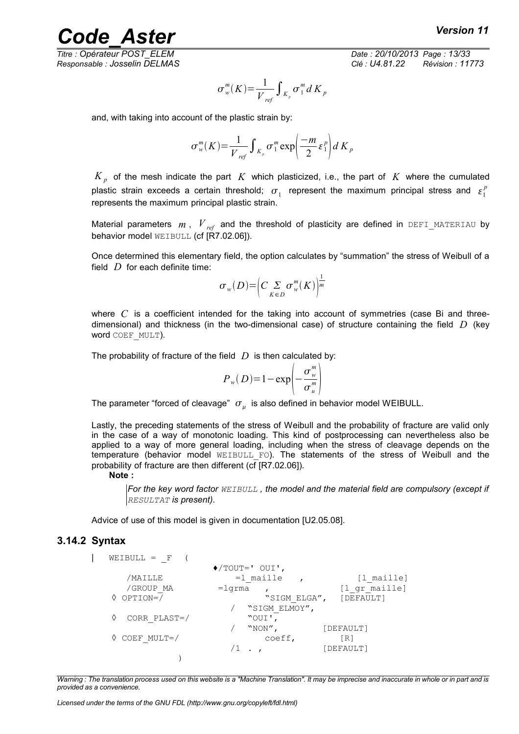$$\sigma_w^m(K)=\frac{1}{V_{ref}}\int_{K_p}\sigma_1^m\,dK_p$$

and, with taking into account of the plastic strain by:

$$\sigma_w^m(K)=\frac{1}{V_{ref}}\int_{K_p}\sigma_1^m\exp\left(\frac{-m}{2}\varepsilon_1^p\right)dK_p$$

$K_p$ of the mesh indicate the part $K$ which plasticized, i.e., the part of $K$ where the cumulated plastic strain exceeds a certain threshold; $\sigma_1$ represent the maximum principal stress and $\varepsilon_1^p$ represents the maximum principal plastic strain.

Material parameters $m$, $V_{ref}$ and the threshold of plasticity are defined in DEFI_MATERIAU by behavior model WEIBULL (cf [R7.02.06]).

Once determined this elementary field, the option calculates by "summation" the stress of Weibull of a field $D$ for each definite time:

$$\sigma_w(D)=\left(C\sum_{K\in D}\sigma_w^m(K)\right)^{\frac{1}{m}}$$

where $C$ is a coefficient intended for the taking into account of symmetries (case Bi and three-dimensional) and thickness (in the two-dimensional case) of structure containing the field $D$ (key word COEF_MULT).

The probability of fracture of the field $D$ is then calculated by:

$$P_w(D)=1-\exp\left(-\frac{\sigma_w^m}{\sigma_u^m}\right)$$

The parameter "forced of cleavage" $\sigma_\mu$ is also defined in behavior model WEIBULL.

Lastly, the preceding statements of the stress of Weibull and the probability of fracture are valid only in the case of a way of monotonic loading. This kind of postprocessing can nevertheless also be applied to a way of more general loading, including when the stress of cleavage depends on the temperature (behavior model WEIBULL_FO). The statements of the stress of Weibull and the probability of fracture are then different (cf [R7.02.06]).

**Note :**

> *For the key word factor WEIBULL , the model and the material field are compulsory (except if RESULTAT is present).*

Advice of use of this model is given in documentation [U2.05.08].

### 3.14.2 Syntax

```
|  WEIBULL = _F  (
                     ♦/TOUT=' OUI',
     /MAILLE            =l_maille    ,           [l_maille]
     /GROUP_MA        =lgrma    ,              [l_gr_maille]
   ◊ OPTION=/                   "SIGM_ELGA",   [DEFAULT]
                      /  "SIGM_ELMOY",
   ◊  CORR_PLAST=/           "OUI',
                      /  "NON",         [DEFAULT]
   ◊ COEF_MULT=/                coeff,         [R]
                      /1  . ,             [DEFAULT]
              )
```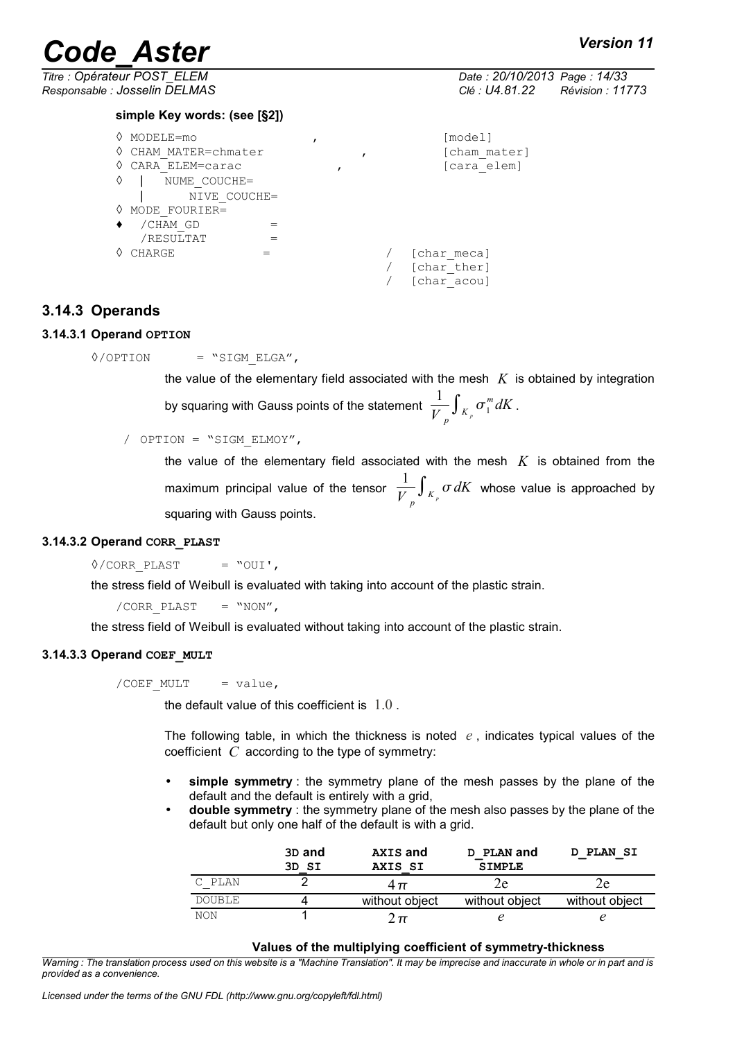**simple Key words: (see [§2])**

```
◊ MODELE=mo                ,                [model]
◊ CHAM_MATER=chmater            ,           [cham_mater]
◊ CARA_ELEM=carac           ,               [cara_elem]
◊  |  NUME_COUCHE=
   |      NIVE_COUCHE=
◊ MODE_FOURIER=
♦   /CHAM_GD        =
    /RESULTAT       =
◊ CHARGE          =                /  [char_meca]
                                   /  [char_ther]
                                   /  [char_acou]
```

### 3.14.3 Operands

#### 3.14.3.1 Operand OPTION

◊/OPTION = "SIGM_ELGA",

the value of the elementary field associated with the mesh $K$ is obtained by integration by squaring with Gauss points of the statement $\frac{1}{V_p}\int_{K_p} \sigma_1^m dK$.

/ OPTION = "SIGM_ELMOY",

the value of the elementary field associated with the mesh $K$ is obtained from the maximum principal value of the tensor $\frac{1}{V_p}\int_{K_p} \sigma dK$ whose value is approached by squaring with Gauss points.

#### 3.14.3.2 Operand CORR_PLAST

◊/CORR_PLAST = "OUI',

the stress field of Weibull is evaluated with taking into account of the plastic strain.

/CORR_PLAST = "NON",

the stress field of Weibull is evaluated without taking into account of the plastic strain.

#### 3.14.3.3 Operand COEF_MULT

/COEF_MULT = value,

the default value of this coefficient is $1.0$.

The following table, in which the thickness is noted $e$, indicates typical values of the coefficient $C$ according to the type of symmetry:

- **simple symmetry** : the symmetry plane of the mesh passes by the plane of the default and the default is entirely with a grid,
- **double symmetry** : the symmetry plane of the mesh also passes by the plane of the default but only one half of the default is with a grid.

| | **3D and 3D_SI** | **AXIS and AXIS_SI** | **D_PLAN and SIMPLE** | **D_PLAN_SI** |
|---|---|---|---|---|
| C_PLAN | 2 | $4\pi$ | $2e$ | $2e$ |
| DOUBLE | 4 | without object | without object | without object |
| NON | 1 | $2\pi$ | $e$ | $e$ |

**Values of the multiplying coefficient of symmetry-thickness**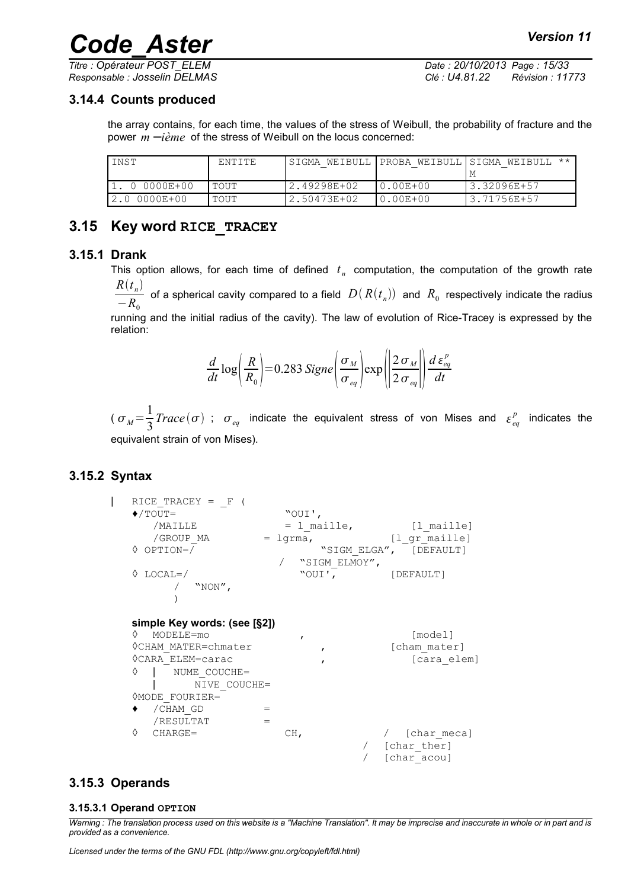### 3.14.4 Counts produced

the array contains, for each time, the values of the stress of Weibull, the probability of fracture and the power $m$ −*ième* of the stress of Weibull on the locus concerned:

| INST | ENTITE | SIGMA_WEIBULL | PROBA_WEIBULL | SIGMA_WEIBULL ** M |
|---|---|---|---|---|
| 1. 0 0000E+00 | TOUT | 2.49298E+02 | 0.00E+00 | 3.32096E+57 |
| 2.0 0000E+00 | TOUT | 2.50473E+02 | 0.00E+00 | 3.71756E+57 |

## 3.15 Key word RICE_TRACEY

### 3.15.1 Drank

This option allows, for each time of defined $t_n$ computation, the computation of the growth rate $\frac{R(t_n)}{-R_0}$ of a spherical cavity compared to a field $D(R(t_n))$ and $R_0$ respectively indicate the radius running and the initial radius of the cavity). The law of evolution of Rice-Tracey is expressed by the relation:

$$\frac{d}{dt}\log\left(\frac{R}{R_0}\right)=0.283\,Signe\left(\frac{\sigma_M}{\sigma_{eq}}\right)\exp\left(\left|\frac{2\sigma_M}{2\sigma_{eq}}\right|\right)\frac{d\varepsilon_{eq}^p}{dt}$$

( $\sigma_M=\frac{1}{3}Trace(\sigma)$ ; $\sigma_{eq}$ indicate the equivalent stress of von Mises and $\varepsilon_{eq}^p$ indicates the equivalent strain of von Mises).

### 3.15.2 Syntax

```
|  RICE_TRACEY = _F (
   ♦/TOUT=                  "OUI',
      /MAILLE              = l_maille,          [l_maille]
      /GROUP_MA         = lgrma,            [l_gr_maille]
   ◊ OPTION=/                      "SIGM_ELGA",  [DEFAULT]
                         /  "SIGM_ELMOY",
   ◊ LOCAL=/                   "OUI',         [DEFAULT]
         /  "NON",
         )

   simple Key words: (see [§2])
   ◊  MODELE=mo             ,                  [model]
   ◊CHAM_MATER=chmater          ,            [cham_mater]
   ◊CARA_ELEM=carac             ,              [cara_elem]
   ◊  |  NUME_COUCHE=
      |      NIVE_COUCHE=
   ◊MODE_FOURIER=
   ♦  /CHAM_GD          =
      /RESULTAT         =
   ◊  CHARGE=              CH,             /  [char_meca]
                                        /  [char_ther]
                                        /  [char_acou]
```

### 3.15.3 Operands

#### 3.15.3.1 Operand OPTION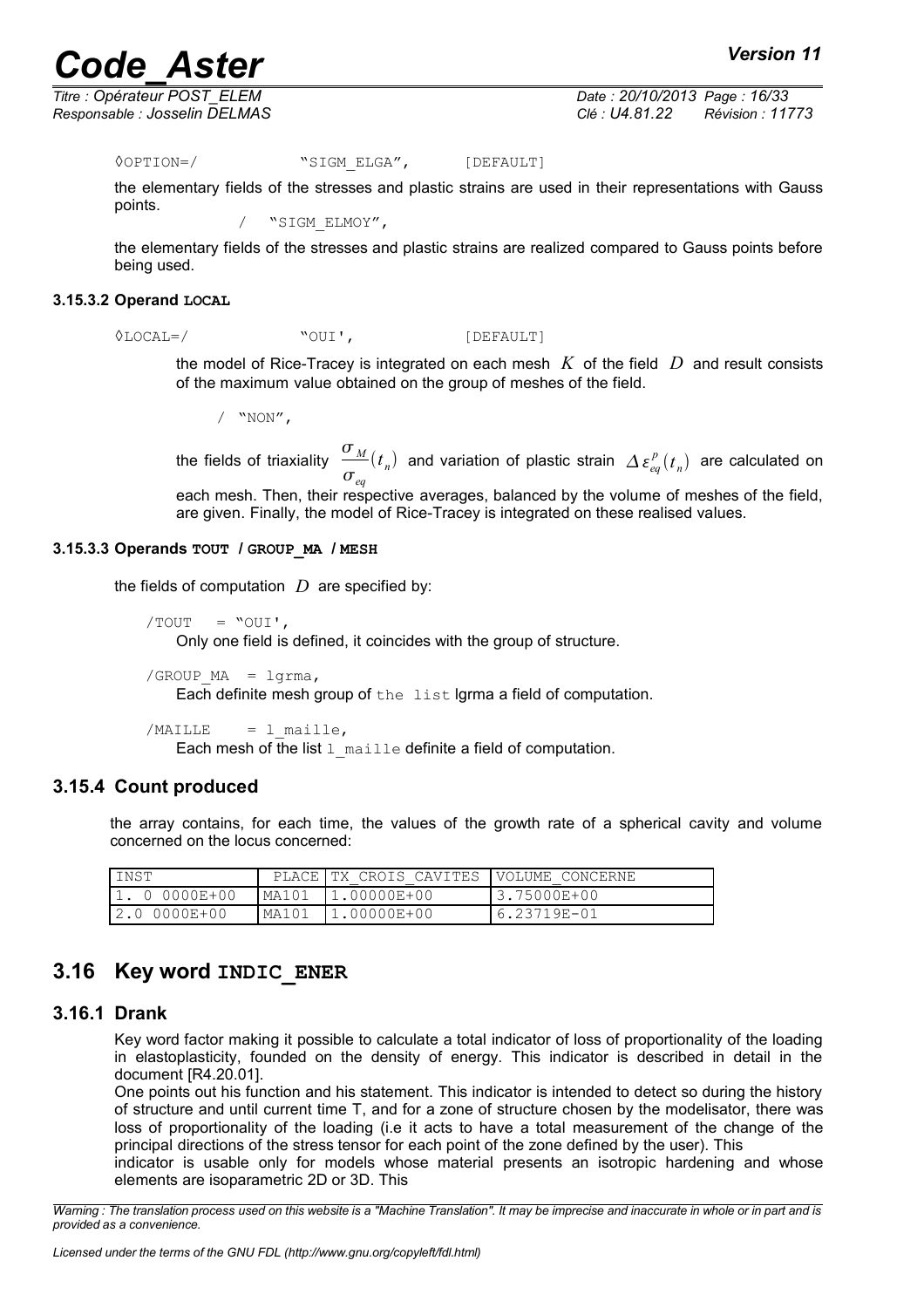◊OPTION=/ "SIGM_ELGA", [DEFAULT]

the elementary fields of the stresses and plastic strains are used in their representations with Gauss points.

/ "SIGM_ELMOY",

the elementary fields of the stresses and plastic strains are realized compared to Gauss points before being used.

#### 3.15.3.2 Operand LOCAL

◊LOCAL=/ "OUI', [DEFAULT]

the model of Rice-Tracey is integrated on each mesh $K$ of the field $D$ and result consists of the maximum value obtained on the group of meshes of the field.

/ "NON",

the fields of triaxiality $\frac{\sigma_M}{\sigma_{eq}}(t_n)$ and variation of plastic strain $\Delta\varepsilon_{eq}^p(t_n)$ are calculated on each mesh. Then, their respective averages, balanced by the volume of meshes of the field, are given. Finally, the model of Rice-Tracey is integrated on these realised values.

#### 3.15.3.3 Operands TOUT / GROUP_MA / MESH

the fields of computation $D$ are specified by:

/TOUT = "OUI',
Only one field is defined, it coincides with the group of structure.

/GROUP_MA = lgrma,
Each definite mesh group of the list lgrma a field of computation.

/MAILLE = l_maille,
Each mesh of the list l_maille definite a field of computation.

### 3.15.4 Count produced

the array contains, for each time, the values of the growth rate of a spherical cavity and volume concerned on the locus concerned:

| INST | PLACE | TX_CROIS_CAVITES | VOLUME_CONCERNE |
|---|---|---|---|
| 1. 0 0000E+00 | MA101 | 1.00000E+00 | 3.75000E+00 |
| 2.0 0000E+00 | MA101 | 1.00000E+00 | 6.23719E-01 |

## 3.16 Key word INDIC_ENER

### 3.16.1 Drank

Key word factor making it possible to calculate a total indicator of loss of proportionality of the loading in elastoplasticity, founded on the density of energy. This indicator is described in detail in the document [R4.20.01].

One points out his function and his statement. This indicator is intended to detect so during the history of structure and until current time T, and for a zone of structure chosen by the modelisator, there was loss of proportionality of the loading (i.e it acts to have a total measurement of the change of the principal directions of the stress tensor for each point of the zone defined by the user). This indicator is usable only for models whose material presents an isotropic hardening and whose elements are isoparametric 2D or 3D. This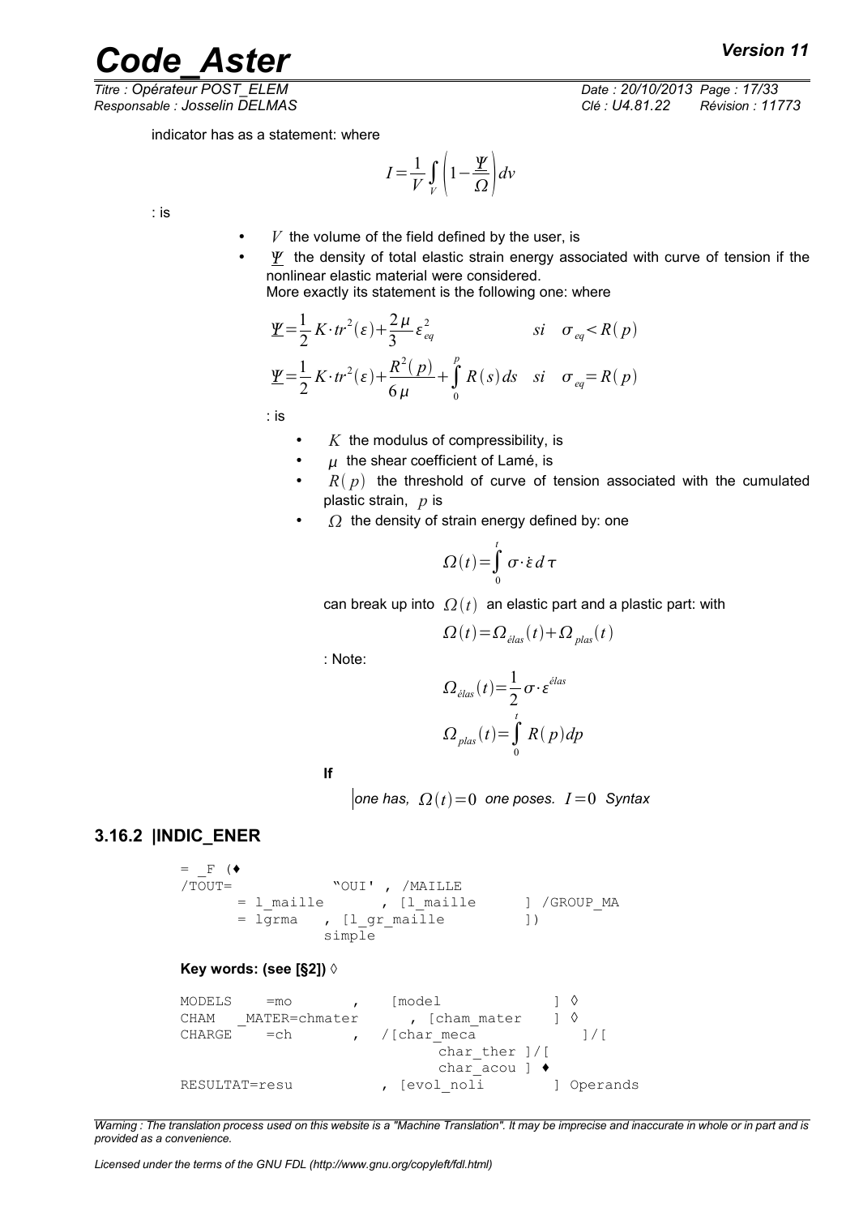indicator has as a statement: where

$$I=\frac{1}{V}\int_{V}\left(1-\frac{\underline{\Psi}}{\Omega}\right)dv$$

: is

- $V$ the volume of the field defined by the user, is
- $\underline{\Psi}$ the density of total elastic strain energy associated with curve of tension if the nonlinear elastic material were considered.
  More exactly its statement is the following one: where

$$\underline{\Psi}=\frac{1}{2}K\cdot tr^{2}(\varepsilon)+\frac{2\mu}{3}\varepsilon_{eq}^{2} \qquad si \quad \sigma_{eq}<R(p)$$

$$\underline{\Psi}=\frac{1}{2}K\cdot tr^{2}(\varepsilon)+\frac{R^{2}(p)}{6\mu}+\int_{0}^{p}R(s)ds \quad si \quad \sigma_{eq}=R(p)$$

: is

- $K$ the modulus of compressibility, is
- $\mu$ the shear coefficient of Lamé, is
- $R(p)$ the threshold of curve of tension associated with the cumulated plastic strain, $p$ is
- $\Omega$ the density of strain energy defined by: one

$$\Omega(t)=\int_{0}^{t}\sigma\cdot\dot{\varepsilon}\,d\tau$$

can break up into $\Omega(t)$ an elastic part and a plastic part: with

$$\Omega(t)=\Omega_{élas}(t)+\Omega_{plas}(t)$$

: Note:

$$\Omega_{élas}(t)=\frac{1}{2}\sigma\cdot\varepsilon^{élas}$$

$$\Omega_{plas}(t)=\int_{0}^{t}R(p)dp$$

**If**

*one has,* $\Omega(t)=0$ *one poses.* $I=0$ *Syntax*

### 3.16.2 |INDIC_ENER

```
= _F (♦
/TOUT=            "OUI' , /MAILLE
      = l_maille       , [l_maille      ] /GROUP_MA
      = lgrma   , [l_gr_maille         ])
              simple
```

**Key words: (see [§2])** ◊

```
MODELS    =mo       ,    [model            ] ◊
CHAM   _MATER=chmater      , [cham_mater   ] ◊
CHARGE    =ch       ,   /[char_meca            ]/[
                              char_ther ]/[
                              char_acou ] ♦
RESULTAT=resu          , [evol_noli        ] Operands
```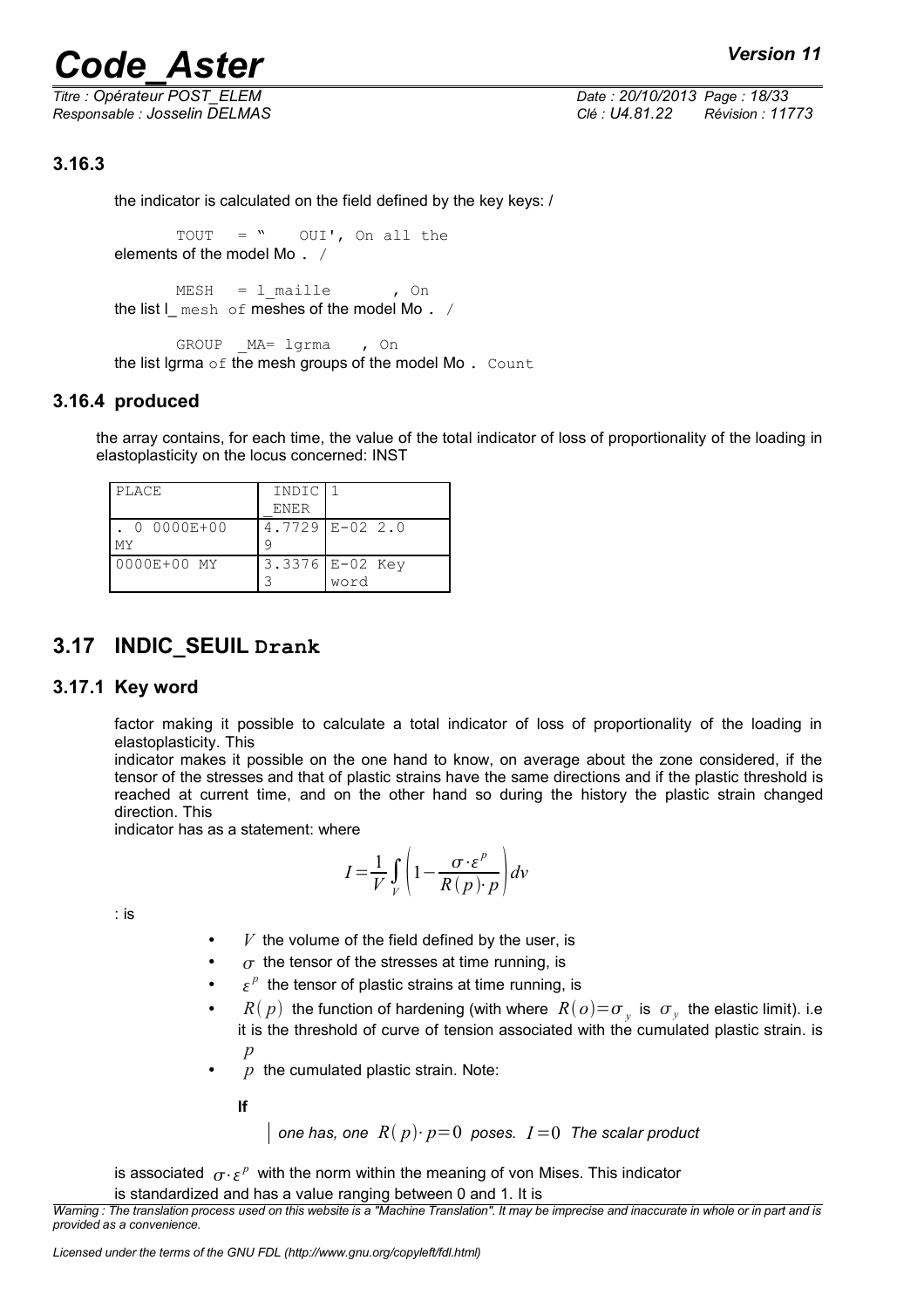### 3.16.3

the indicator is calculated on the field defined by the key keys: /

```
TOUT   = "    OUI', On all the
```
elements of the model Mo . /

```
MESH   = l_maille       , On
```
the list l_ mesh of meshes of the model Mo . /

```
GROUP  _MA= lgrma    , On
```
the list lgrma of the mesh groups of the model Mo . Count

### 3.16.4 produced

the array contains, for each time, the value of the total indicator of loss of proportionality of the loading in elastoplasticity on the locus concerned: INST

| PLACE | INDIC _ENER | 1 |
|---|---|---|
| . 0 0000E+00 MY | 4.7729 9 | E-02 2.0 |
| 0000E+00 MY | 3.3376 3 | E-02 Key word |

## 3.17 INDIC_SEUIL Drank

### 3.17.1 Key word

factor making it possible to calculate a total indicator of loss of proportionality of the loading in elastoplasticity. This
indicator makes it possible on the one hand to know, on average about the zone considered, if the tensor of the stresses and that of plastic strains have the same directions and if the plastic threshold is reached at current time, and on the other hand so during the history the plastic strain changed direction. This
indicator has as a statement: where

$$I=\frac{1}{V}\int_{V}\left(1-\frac{\sigma\cdot\varepsilon^{p}}{R(p)\cdot p}\right)dv$$

: is

- $V$ the volume of the field defined by the user, is
- $\sigma$ the tensor of the stresses at time running, is
- $\varepsilon^{p}$ the tensor of plastic strains at time running, is
- $R(p)$ the function of hardening (with where $R(o)=\sigma_{y}$ is $\sigma_{y}$ the elastic limit). i.e it is the threshold of curve of tension associated with the cumulated plastic strain. is $p$
- $p$ the cumulated plastic strain. Note:

  **If**

  *one has, one $R(p)\cdot p=0$ poses. $I=0$ The scalar product*

is associated $\sigma\cdot\varepsilon^{p}$ with the norm within the meaning of von Mises. This indicator
is standardized and has a value ranging between 0 and 1. It is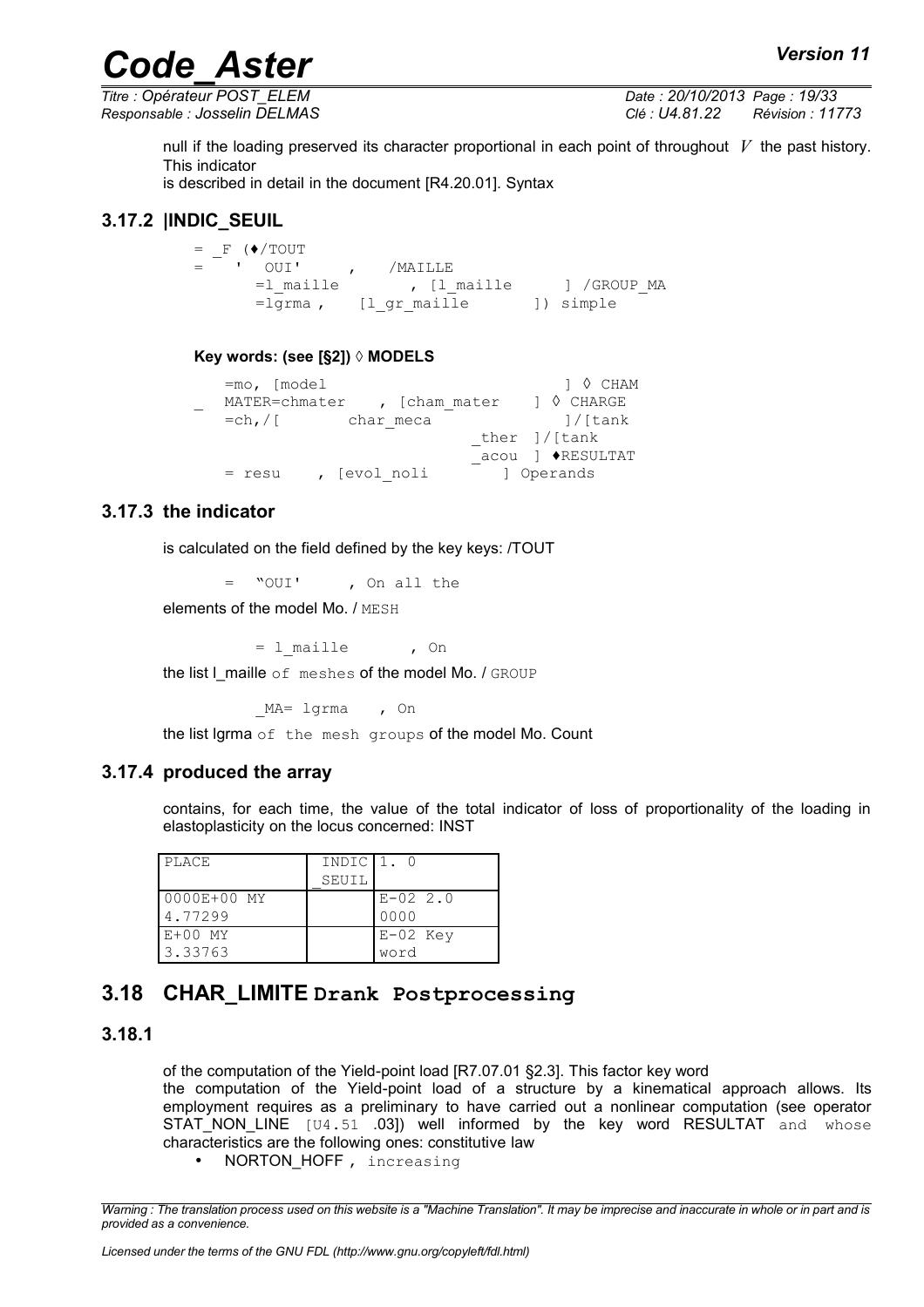null if the loading preserved its character proportional in each point of throughout $V$ the past history. This indicator
is described in detail in the document [R4.20.01]. Syntax

### 3.17.2 |INDIC_SEUIL

```
= _F (♦/TOUT
=   '  OUI'     ,   /MAILLE
      =l_maille        , [l_maille      ] /GROUP_MA
      =lgrma ,    [l_gr_maille       ]) simple
```

**Key words: (see [§2]) ◊ MODELS**

```
   =mo, [model                            ] ◊ CHAM
_  MATER=chmater    , [cham_mater    ] ◊ CHARGE
   =ch,/[       char_meca                 ]/[tank
                               _ther ]/[tank
                               _acou ] ♦RESULTAT
   = resu    , [evol_noli       ] Operands
```

### 3.17.3 the indicator

is calculated on the field defined by the key keys: /TOUT

= "OUI' , On all the

elements of the model Mo. / MESH

= l_maille , On

the list l_maille of meshes of the model Mo. / GROUP

_MA= lgrma , On

the list lgrma of the mesh groups of the model Mo. Count

### 3.17.4 produced the array

contains, for each time, the value of the total indicator of loss of proportionality of the loading in elastoplasticity on the locus concerned: INST

| PLACE | INDIC _SEUIL | 1. 0 |
|---|---|---|
| 0000E+00 MY 4.77299 | | E-02 2.0 0000 |
| E+00 MY 3.33763 | | E-02 Key word |

## 3.18 CHAR_LIMITE Drank Postprocessing

### 3.18.1

of the computation of the Yield-point load [R7.07.01 §2.3]. This factor key word
the computation of the Yield-point load of a structure by a kinematical approach allows. Its employment requires as a preliminary to have carried out a nonlinear computation (see operator STAT_NON_LINE [U4.51 .03]) well informed by the key word RESULTAT and whose characteristics are the following ones: constitutive law

- NORTON_HOFF , increasing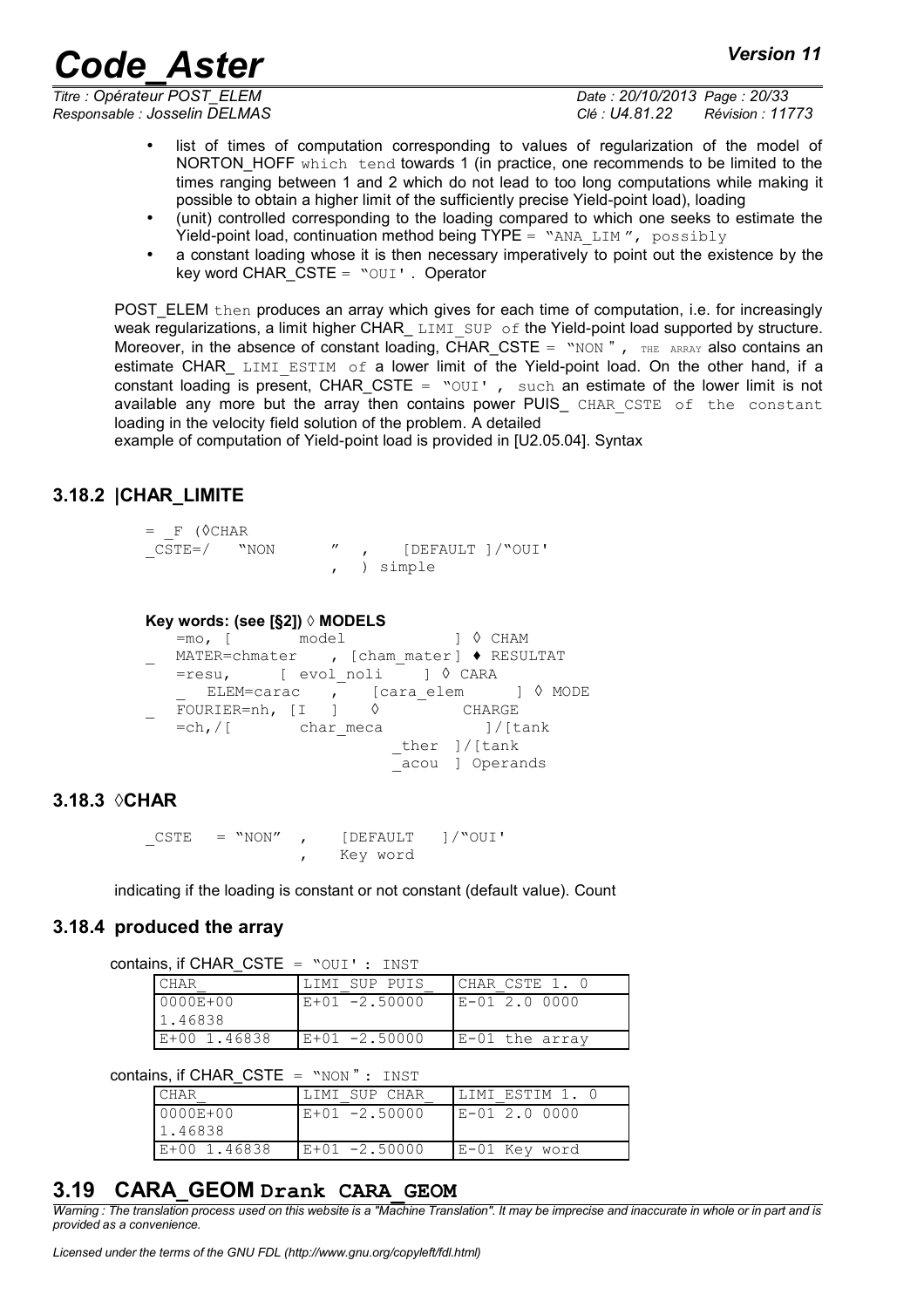- list of times of computation corresponding to values of regularization of the model of NORTON_HOFF which tend towards 1 (in practice, one recommends to be limited to the times ranging between 1 and 2 which do not lead to too long computations while making it possible to obtain a higher limit of the sufficiently precise Yield-point load), loading
- (unit) controlled corresponding to the loading compared to which one seeks to estimate the Yield-point load, continuation method being TYPE = "ANA_LIM ", possibly
- a constant loading whose it is then necessary imperatively to point out the existence by the key word CHAR_CSTE = "OUI' . Operator

POST_ELEM then produces an array which gives for each time of computation, i.e. for increasingly weak regularizations, a limit higher CHAR_ LIMI_SUP of the Yield-point load supported by structure. Moreover, in the absence of constant loading, CHAR_CSTE = "NON " , THE ARRAY also contains an estimate CHAR_ LIMI_ESTIM of a lower limit of the Yield-point load. On the other hand, if a constant loading is present, CHAR_CSTE = "OUI' , such an estimate of the lower limit is not available any more but the array then contains power PUIS_ CHAR_CSTE of the constant loading in the velocity field solution of the problem. A detailed example of computation of Yield-point load is provided in [U2.05.04]. Syntax

### 3.18.2 |CHAR_LIMITE

```
= _F (◊CHAR
_CSTE=/   "NON      "  ,    [DEFAULT ]/"OUI'
                       ,  ) simple
```

**Key words: (see [§2]) ◊ MODELS**

```
   =mo, [       model           ] ◊ CHAM
_  MATER=chmater    , [cham_mater] ♦ RESULTAT
   =resu,      [ evol_noli    ] ◊ CARA
   _  ELEM=carac   ,   [cara_elem     ] ◊ MODE
_  FOURIER=nh, [I  ]   ◊         CHARGE
   =ch,/[        char_meca          ]/[tank
                            _ther ]/[tank
                            _acou ] Operands
```

### 3.18.3 ◊CHAR

```
_CSTE   = "NON"  ,    [DEFAULT   ]/"OUI'
                 ,    Key word
```

indicating if the loading is constant or not constant (default value). Count

### 3.18.4 produced the array

contains, if CHAR_CSTE = "OUI' : INST

| CHAR_ | LIMI_SUP PUIS_ | CHAR_CSTE 1. 0 |
|---|---|---|
| 0000E+00 1.46838 | E+01 -2.50000 | E-01 2.0 0000 |
| E+00 1.46838 | E+01 -2.50000 | E-01 the array |

contains, if CHAR_CSTE = "NON " : INST

| CHAR_ | LIMI_SUP CHAR_ | LIMI_ESTIM 1. 0 |
|---|---|---|
| 0000E+00 1.46838 | E+01 -2.50000 | E-01 2.0 0000 |
| E+00 1.46838 | E+01 -2.50000 | E-01 Key word |

## 3.19 CARA_GEOM Drank CARA_GEOM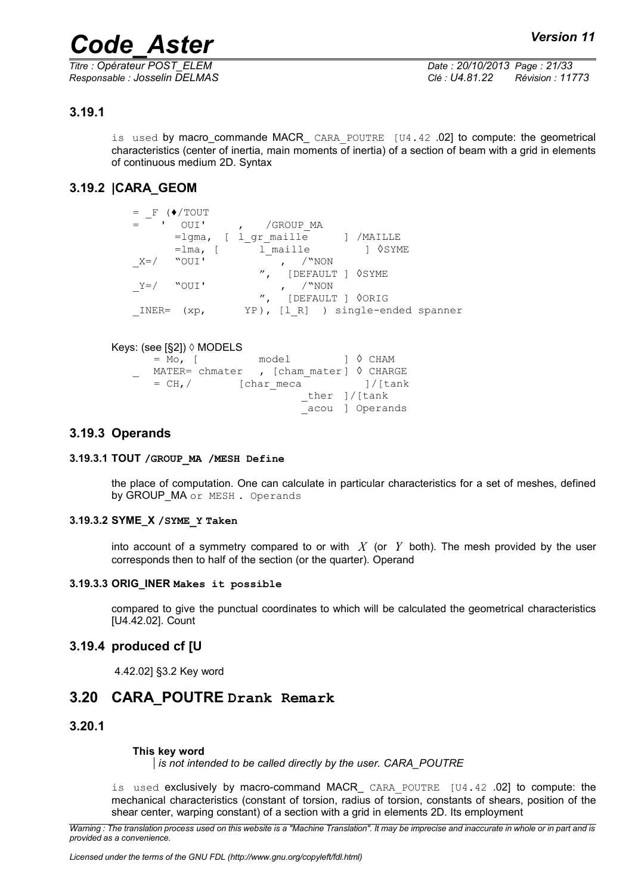### 3.19.1

is used by macro_commande MACR_ CARA_POUTRE [U4.42 .02] to compute: the geometrical characteristics (center of inertia, main moments of inertia) of a section of beam with a grid in elements of continuous medium 2D. Syntax

### 3.19.2 |CARA_GEOM

```
= _F (♦/TOUT
=    '  OUI'     ,   /GROUP_MA
       =lgma, [ l_gr_maille     ] /MAILLE
       =lma, [      l_maille        ] ◊SYME
_X=/   "OUI'              ,  /"NON
                       ",  [DEFAULT ] ◊SYME
_Y=/   "OUI'              ,  /"NON
                       ",  [DEFAULT ] ◊ORIG
_INER= (xp,      YP), [l_R]  ) single-ended spanner
```

Keys: (see [§2]) ◊ MODELS

```
     = Mo, [          model        ] ◊ CHAM
_   MATER= chmater   , [cham_mater] ◊ CHARGE
     = CH,/       [char_meca          ]/[tank
                            _ther ]/[tank
                            _acou ] Operands
```

### 3.19.3 Operands

#### 3.19.3.1 TOUT /GROUP_MA /MESH Define

the place of computation. One can calculate in particular characteristics for a set of meshes, defined by GROUP_MA or MESH . Operands

#### 3.19.3.2 SYME_X /SYME_Y Taken

into account of a symmetry compared to or with $X$ (or $Y$ both). The mesh provided by the user corresponds then to half of the section (or the quarter). Operand

#### 3.19.3.3 ORIG_INER Makes it possible

compared to give the punctual coordinates to which will be calculated the geometrical characteristics [U4.42.02]. Count

### 3.19.4 produced cf [U

4.42.02] §3.2 Key word

## 3.20 CARA_POUTRE Drank Remark

### 3.20.1

**This key word**

*is not intended to be called directly by the user. CARA_POUTRE*

is used exclusively by macro-command MACR_ CARA_POUTRE [U4.42 .02] to compute: the mechanical characteristics (constant of torsion, radius of torsion, constants of shears, position of the shear center, warping constant) of a section with a grid in elements 2D. Its employment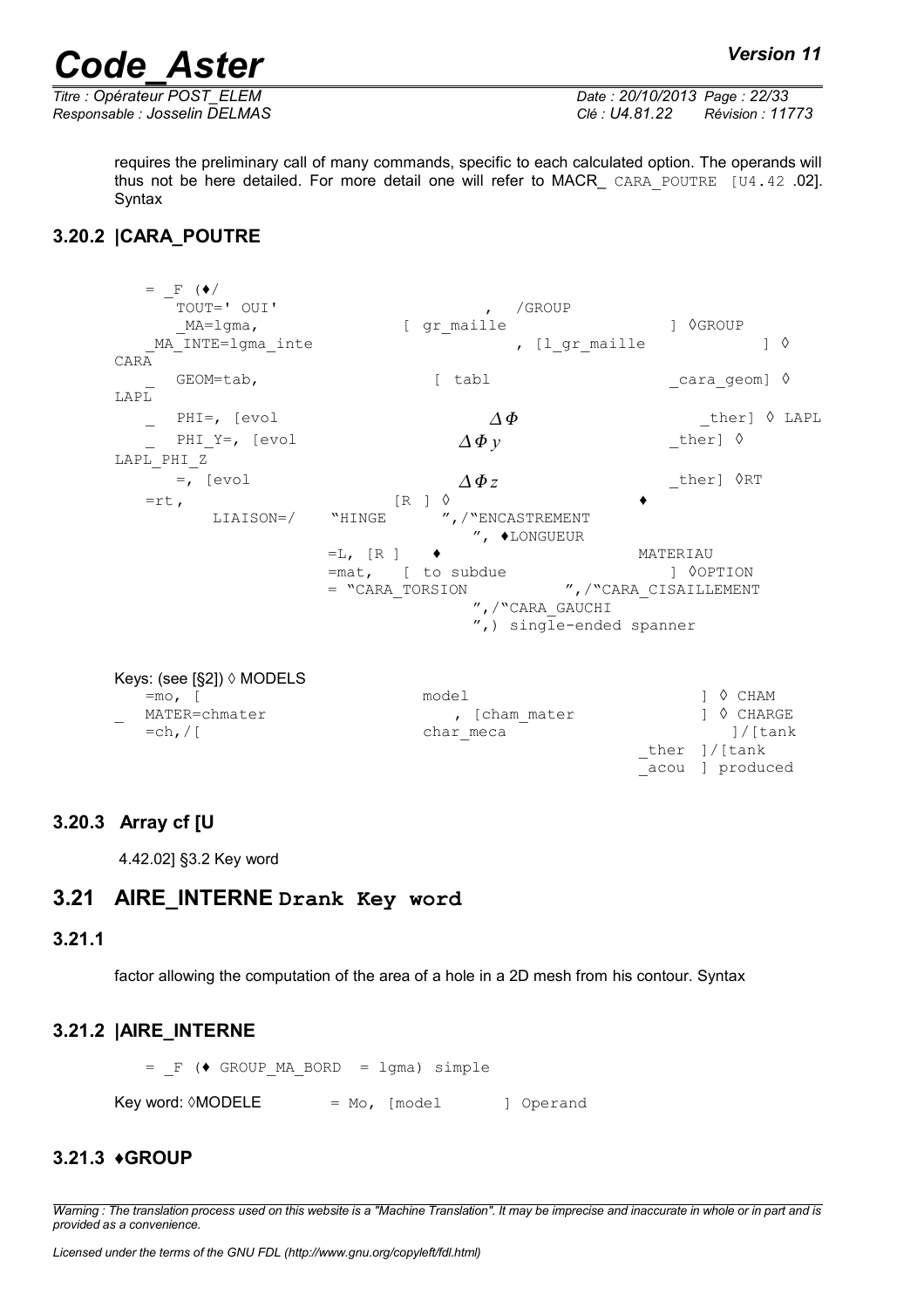requires the preliminary call of many commands, specific to each calculated option. The operands will thus not be here detailed. For more detail one will refer to MACR_ CARA_POUTRE [U4.42 .02]. Syntax

### 3.20.2 |CARA_POUTRE

```
   = _F (♦/
      TOUT=' OUI'                              ,  /GROUP
      _MA=lgma,                 [ gr_maille                    ] ◊GROUP
   _MA_INTE=lgma_inte                          , [l_gr_maille            ] ◊
CARA
   _  GEOM=tab,                  [ tabl                    _cara_geom] ◊
LAPL
   _  PHI=, [evol                      ΔΦ                  _ther] ◊ LAPL
   _  PHI_Y=, [evol                    ΔΦy                 _ther] ◊
LAPL_PHI_Z
      =, [evol                         ΔΦz                 _ther] ◊RT
   =rt,                        [R ] ◊                  ♦
         LIAISON=/    "HINGE       ",/"ENCASTREMENT
                                       ", ♦LONGUEUR
                  =L, [R ]    ♦                         MATERIAU
                  =mat,   [ to subdue                   ] ◊OPTION
                  = "CARA_TORSION           ",/"CARA_CISAILLEMENT
                                    ",/"CARA_GAUCHI
                                    ",) single-ended spanner
```

Keys: (see [§2]) ◊ MODELS

```
   =mo, [                         model                         ] ◊ CHAM
_  MATER=chmater                  , [cham_mater                 ] ◊ CHARGE
   =ch,/[                         char_meca                         ]/[tank
                                                         _ther ]/[tank
                                                         _acou ] produced
```

### 3.20.3 Array cf [U

4.42.02] §3.2 Key word

## 3.21 AIRE_INTERNE Drank Key word

### 3.21.1

factor allowing the computation of the area of a hole in a 2D mesh from his contour. Syntax

### 3.21.2 |AIRE_INTERNE

```
= _F (♦ GROUP_MA_BORD  = lgma) simple
```

Key word: ◊MODELE = Mo, [model ] Operand

### 3.21.3 ♦GROUP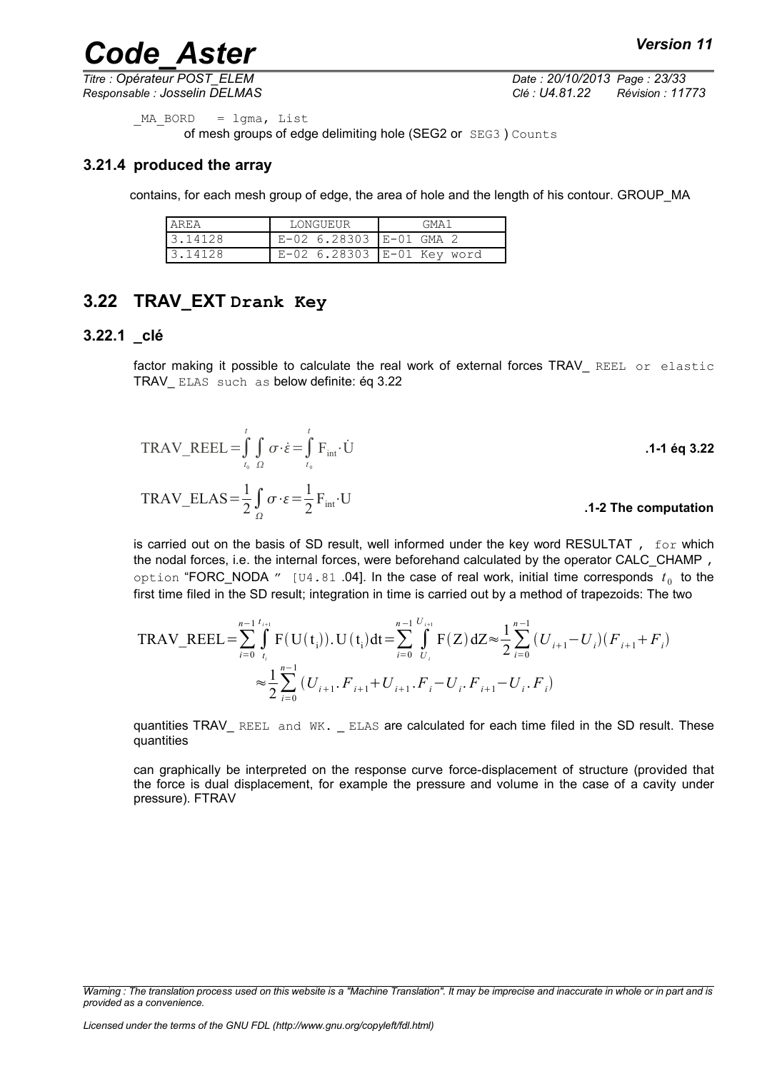_MA_BORD = lgma, List
of mesh groups of edge delimiting hole (SEG2 or SEG3 ) Counts

### 3.21.4 produced the array

contains, for each mesh group of edge, the area of hole and the length of his contour. GROUP_MA

| AREA | LONGUEUR | GMA1 |
|---|---|---|
| 3.14128 | E-02 6.28303 | E-01 GMA 2 |
| 3.14128 | E-02 6.28303 | E-01 Key word |

## 3.22 TRAV_EXT Drank Key

### 3.22.1 _clé

factor making it possible to calculate the real work of external forces TRAV_ REEL or elastic TRAV_ ELAS such as below definite: éq 3.22

$$\text{TRAV\_REEL}=\int_{t_0}^{t}\int_{\Omega}\sigma\cdot\dot{\varepsilon}=\int_{t_0}^{t}\mathrm{F}_{\text{int}}\cdot\dot{\mathrm{U}}$$ .1-1 éq 3.22

$$\text{TRAV\_ELAS}=\frac{1}{2}\int_{\Omega}\sigma\cdot\varepsilon=\frac{1}{2}\mathrm{F}_{\text{int}}\cdot\mathrm{U}$$ .1-2 The computation

is carried out on the basis of SD result, well informed under the key word RESULTAT , for which the nodal forces, i.e. the internal forces, were beforehand calculated by the operator CALC_CHAMP , option "FORC_NODA " [U4.81 .04]. In the case of real work, initial time corresponds $t_0$ to the first time filed in the SD result; integration in time is carried out by a method of trapezoids: The two

$$\text{TRAV\_REEL}=\sum_{i=0}^{n-1}\int_{t_i}^{t_{i+1}}\mathrm{F}(\mathrm{U}(\mathrm{t_i})).\mathrm{U}(\mathrm{t_i})\mathrm{dt}=\sum_{i=0}^{n-1}\int_{U_i}^{U_{i+1}}\mathrm{F}(\mathrm{Z})\mathrm{dZ}\approx\frac{1}{2}\sum_{i=0}^{n-1}(U_{i+1}-U_i)(F_{i+1}+F_i)$$

$$\approx\frac{1}{2}\sum_{i=0}^{n-1}(U_{i+1}.F_{i+1}+U_{i+1}.F_i-U_i.F_{i+1}-U_i.F_i)$$

quantities TRAV_ REEL and WK. _ ELAS are calculated for each time filed in the SD result. These quantities

can graphically be interpreted on the response curve force-displacement of structure (provided that the force is dual displacement, for example the pressure and volume in the case of a cavity under pressure). FTRAV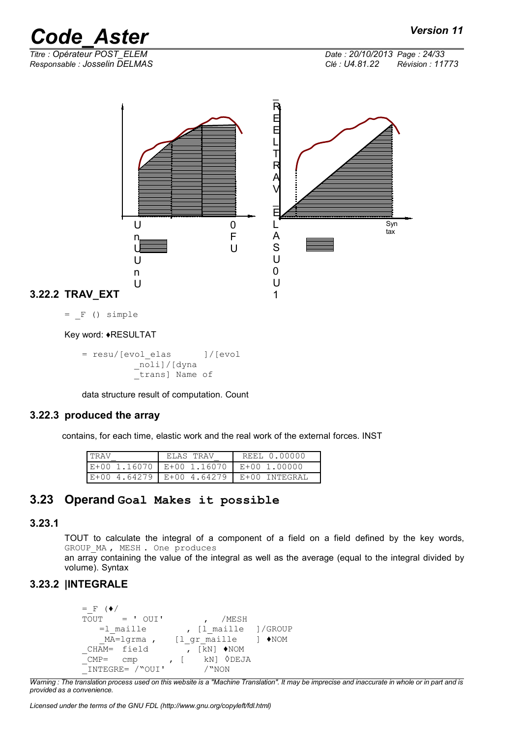R E E L T R A V _ E L A S U 0 U 1

U n U U n U

0 F U

Syn tax

### 3.22.2 TRAV_EXT

```
= _F () simple
```

Key word: ♦RESULTAT

```
= resu/[evol_elas       ]/[evol
         _noli]/[dyna
         _trans] Name of
```

data structure result of computation. Count

### 3.22.3 produced the array

contains, for each time, elastic work and the real work of the external forces. INST

| TRAV_ | ELAS TRAV_ | REEL 0.00000 |
|---|---|---|
| E+00 1.16070 | E+00 1.16070 | E+00 1.00000 |
| E+00 4.64279 | E+00 4.64279 | E+00 INTEGRAL |

## 3.23 Operand Goal Makes it possible

### 3.23.1

TOUT to calculate the integral of a component of a field on a field defined by the key words, GROUP_MA , MESH . One produces
an array containing the value of the integral as well as the average (equal to the integral divided by volume). Syntax

### 3.23.2 |INTEGRALE

```
= _F (♦/
TOUT    = ' OUI'          ,  /MESH
   =l_maille         , [l_maille  ]/GROUP
    _MA=lgrma ,    [l_gr_maille   ] ♦NOM
_CHAM=  field          , [kN] ♦NOM
_CMP=   cmp       , [    kN] ◊DEJA
_INTEGRE= /"OUI'        /"NON
```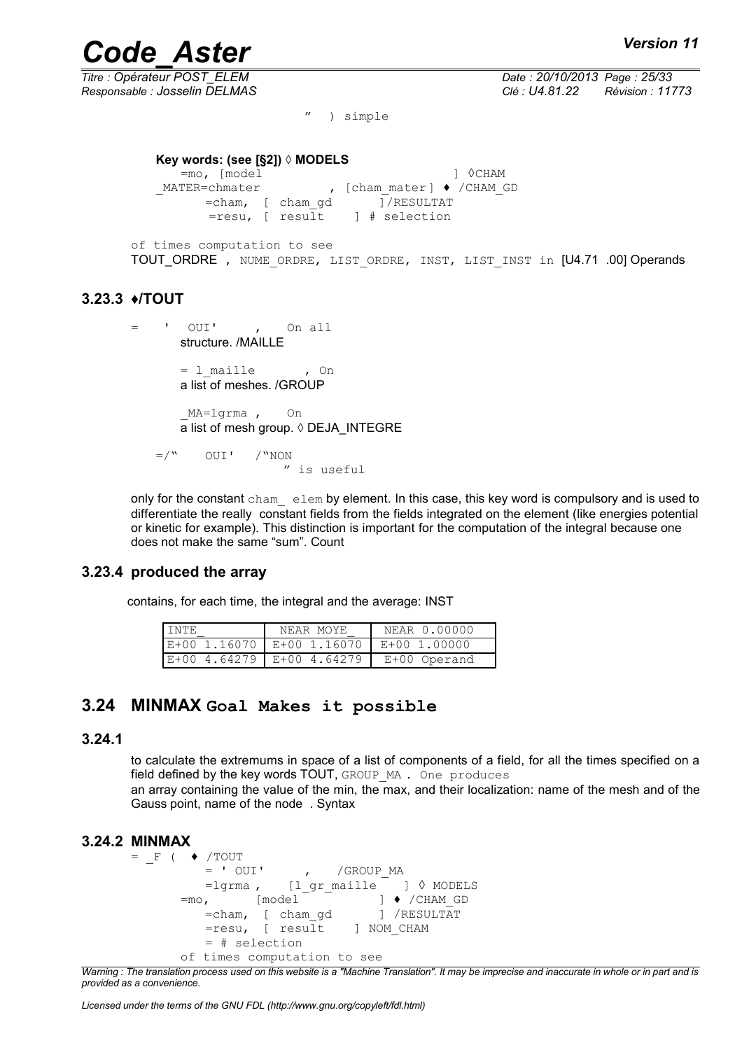" ) simple

**Key words: (see [§2]) ◊ MODELS**

```
=mo, [model                          ] ◊CHAM
_MATER=chmater         , [cham_mater] ♦ /CHAM_GD
      =cham, [ cham_gd      ]/RESULTAT
       =resu, [ result    ] # selection
```

of times computation to see
TOUT_ORDRE , NUME_ORDRE, LIST_ORDRE, INST, LIST_INST in [U4.71 .00] Operands

### 3.23.3 ♦/TOUT

```
=   '  OUI'     ,   On all
```

structure. /MAILLE

```
= l_maille      , On
```

a list of meshes. /GROUP

```
_MA=lgrma ,    On
```

a list of mesh group. ◊ DEJA_INTEGRE

```
=/"    OUI'   /"NON
                 " is useful
```

only for the constant cham_ elem by element. In this case, this key word is compulsory and is used to differentiate the really constant fields from the fields integrated on the element (like energies potential or kinetic for example). This distinction is important for the computation of the integral because one does not make the same "sum". Count

### 3.23.4 produced the array

contains, for each time, the integral and the average: INST

| INTE_ | NEAR MOYE_ | NEAR 0.00000 |
|---|---|---|
| E+00 1.16070 | E+00 1.16070 | E+00 1.00000 |
| E+00 4.64279 | E+00 4.64279 | E+00 Operand |

## 3.24 MINMAX Goal Makes it possible

### 3.24.1

to calculate the extremums in space of a list of components of a field, for all the times specified on a field defined by the key words TOUT, GROUP_MA . One produces
an array containing the value of the min, the max, and their localization: name of the mesh and of the Gauss point, name of the node . Syntax

### 3.24.2 MINMAX

```
= _F (  ♦ /TOUT
        = ' OUI'      ,    /GROUP_MA
        =lgrma ,    [l_gr_maille    ] ◊ MODELS
     =mo,      [model          ] ♦ /CHAM_GD
        =cham, [ cham_gd       ] /RESULTAT
        =resu, [ result    ] NOM_CHAM
        = # selection
     of times computation to see
```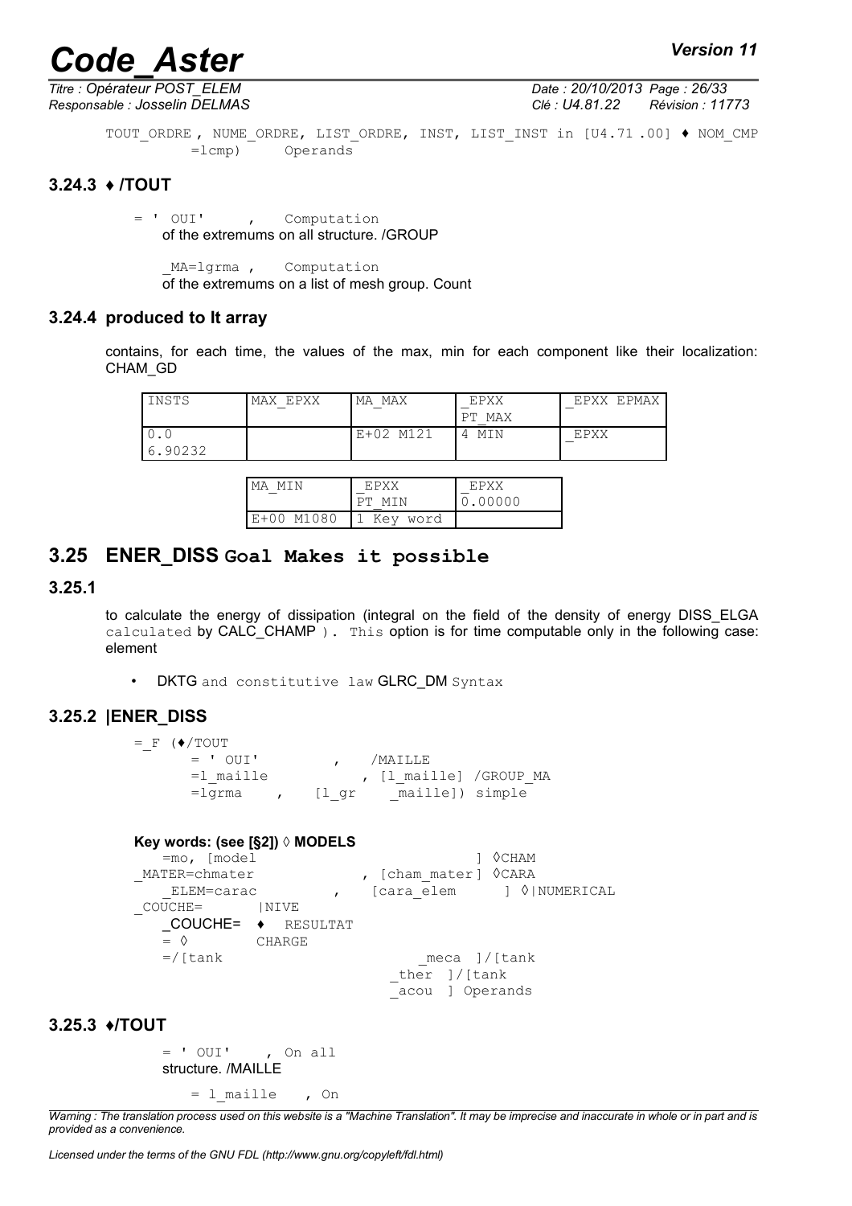TOUT_ORDRE , NUME_ORDRE, LIST_ORDRE, INST, LIST_INST in [U4.71 .00] ♦ NOM_CMP =lcmp) Operands

### 3.24.3 ♦ /TOUT

= ' OUI' , Computation of the extremums on all structure. /GROUP

_MA=lgrma , Computation of the extremums on a list of mesh group. Count

### 3.24.4 produced to It array

contains, for each time, the values of the max, min for each component like their localization: CHAM_GD

| INSTS | MAX_EPXX | MA_MAX | _EPXX PT_MAX | _EPXX EPMAX |
|---|---|---|---|---|
| 0.0 6.90232 | | E+02 M121 | 4 MIN | _EPXX |

| MA_MIN | _EPXX PT_MIN | _EPXX 0.00000 |
|---|---|---|
| E+00 M1080 | 1 Key word | |

## 3.25 ENER_DISS Goal Makes it possible

### 3.25.1

to calculate the energy of dissipation (integral on the field of the density of energy DISS_ELGA calculated by CALC_CHAMP ). This option is for time computable only in the following case: element

- DKTG and constitutive law GLRC_DM Syntax

### 3.25.2 |ENER_DISS

```
=_F (♦/TOUT
      = ' OUI'         ,    /MAILLE
      =l_maille           , [l_maille] /GROUP_MA
      =lgrma    ,    [l_gr     _maille]) simple
```

**Key words: (see [§2]) ◊ MODELS**

```
   =mo, [model                          ] ◊CHAM
_MATER=chmater             , [cham_mater] ◊CARA
   _ELEM=carac         ,    [cara_elem      ] ◊|NUMERICAL
_COUCHE=       |NIVE
   _COUCHE=  ♦  RESULTAT
   = ◊        CHARGE
   =/[tank                        _meca ]/[tank
                             _ther  ]/[tank
                             _acou  ] Operands
```

### 3.25.3 ♦/TOUT

= ' OUI' , On all structure. /MAILLE

= l_maille , On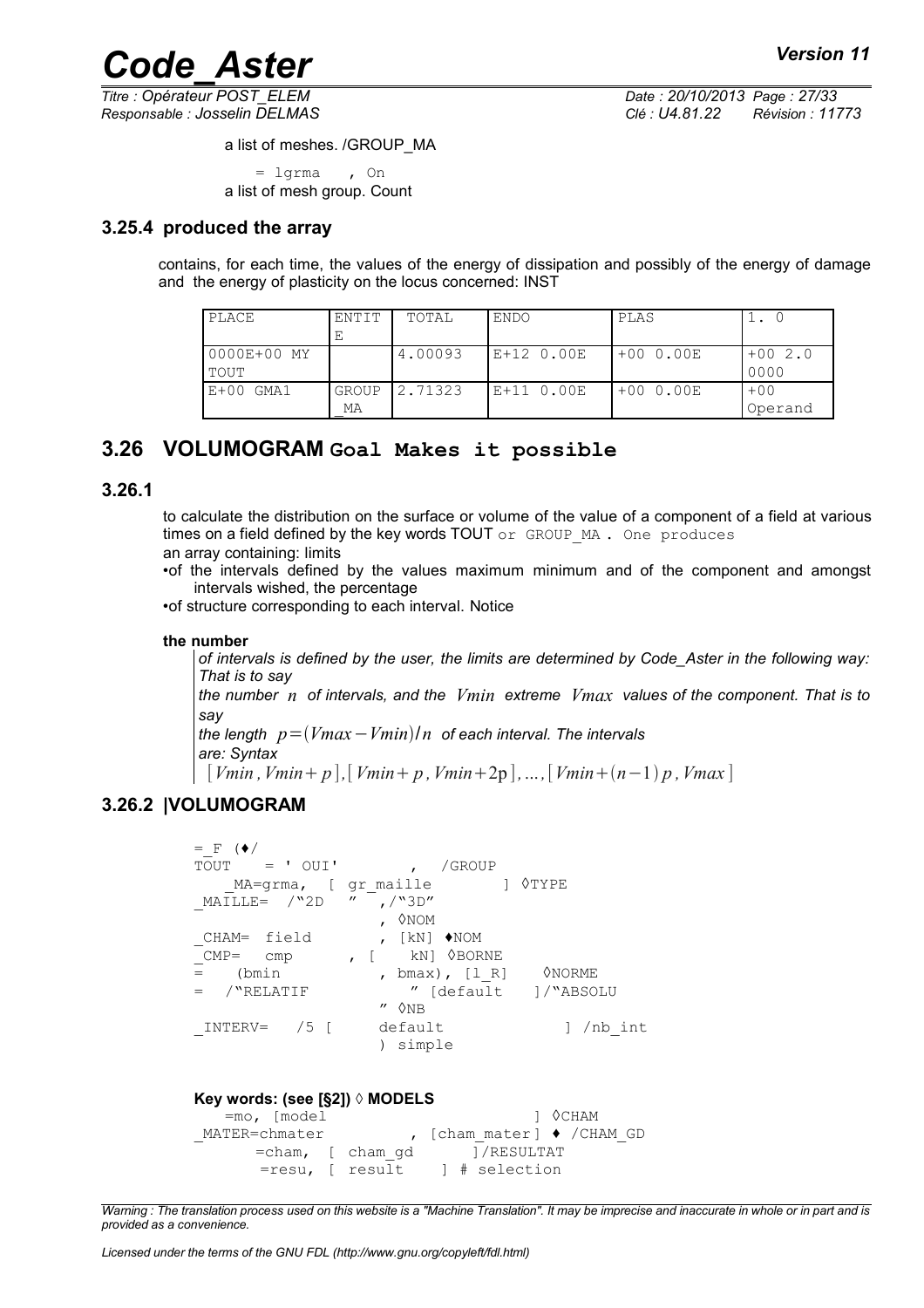a list of meshes. /GROUP_MA

= lgrma , On
a list of mesh group. Count

### 3.25.4 produced the array

contains, for each time, the values of the energy of dissipation and possibly of the energy of damage and the energy of plasticity on the locus concerned: INST

| PLACE | ENTITE | TOTAL | ENDO | PLAS | 1. 0 |
|---|---|---|---|---|---|
| 0000E+00 MY TOUT | | 4.00093 | E+12 0.00E | +00 0.00E | +00 2.0 0000 |
| E+00 GMA1 | GROUP_MA | 2.71323 | E+11 0.00E | +00 0.00E | +00 Operand |

## 3.26 VOLUMOGRAM Goal Makes it possible

### 3.26.1

to calculate the distribution on the surface or volume of the value of a component of a field at various times on a field defined by the key words TOUT or GROUP_MA . One produces
an array containing: limits

- of the intervals defined by the values maximum minimum and of the component and amongst intervals wished, the percentage
- of structure corresponding to each interval. Notice

**the number**

*of intervals is defined by the user, the limits are determined by Code_Aster in the following way: That is to say*
*the number $n$ of intervals, and the $Vmin$ extreme $Vmax$ values of the component. That is to say*
*the length $p=(Vmax-Vmin)/n$ of each interval. The intervals*
*are: Syntax*
$[Vmin, Vmin+p], [Vmin+p, Vmin+2p], \ldots, [Vmin+(n-1)p, Vmax]$

### 3.26.2 |VOLUMOGRAM

```
=_F (♦/
TOUT    = ' OUI'         ,  /GROUP
   _MA=grma,  [ gr_maille        ] ◊TYPE
_MAILLE=  /"2D   "  ,/"3D"
                    , ◊NOM
_CHAM=  field       , [kN] ♦NOM
_CMP=   cmp       , [    kN] ◊BORNE
=    (bmin          , bmax), [l_R]    ◊NORME
=   /"RELATIF          " [default   ]/"ABSOLU
                   " ◊NB
_INTERV=   /5 [      default             ] /nb_int
                    ) simple
```

**Key words: (see [§2]) ◊ MODELS**

```
   =mo, [model                        ] ◊CHAM
_MATER=chmater          , [cham_mater] ♦ /CHAM_GD
       =cham, [ cham_gd       ]/RESULTAT
        =resu, [ result    ] # selection
```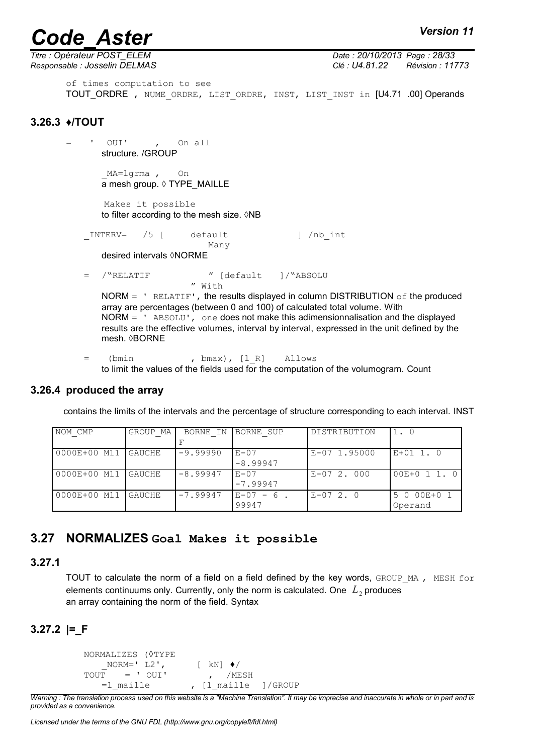of times computation to see

TOUT_ORDRE , NUME_ORDRE, LIST_ORDRE, INST, LIST_INST in [U4.71 .00] Operands

### 3.26.3 ♦/TOUT

= ' OUI' , On all structure. /GROUP

_MA=lgrma , On a mesh group. ◊ TYPE_MAILLE

Makes it possible to filter according to the mesh size. ◊NB

_INTERV= /5 [ default ] /nb_int Many desired intervals ◊NORME

= /"RELATIF " [default ]/"ABSOLU " With

NORM = ' RELATIF', the results displayed in column DISTRIBUTION of the produced array are percentages (between 0 and 100) of calculated total volume. With NORM = ' ABSOLU', one does not make this adimensionnalisation and the displayed results are the effective volumes, interval by interval, expressed in the unit defined by the mesh. ◊BORNE

= (bmin , bmax), [l_R] Allows to limit the values of the fields used for the computation of the volumogram. Count

### 3.26.4 produced the array

contains the limits of the intervals and the percentage of structure corresponding to each interval. INST

| NOM_CMP | GROUP_MA | BORNE_INF | BORNE_SUP | DISTRIBUTION | 1. 0 |
|---|---|---|---|---|---|
| 0000E+00 M11 | GAUCHE | -9.99990 | E-07 -8.99947 | E-07 1.95000 | E+01 1. 0 |
| 0000E+00 M11 | GAUCHE | -8.99947 | E-07 -7.99947 | E-07 2. 000 | 00E+0 1 1. 0 |
| 0000E+00 M11 | GAUCHE | -7.99947 | E-07 - 6 . 99947 | E-07 2. 0 | 5 0 00E+0 1 Operand |

## 3.27 NORMALIZES Goal Makes it possible

### 3.27.1

TOUT to calculate the norm of a field on a field defined by the key words, GROUP_MA , MESH for elements continuums only. Currently, only the norm is calculated. One $L_2$ produces an array containing the norm of the field. Syntax

### 3.27.2 |=_F

```
NORMALIZES (◊TYPE
    _NORM=' L2',      [ kN] ♦/
TOUT    = ' OUI'         , /MESH
    =l_maille        , [l_maille  ]/GROUP
```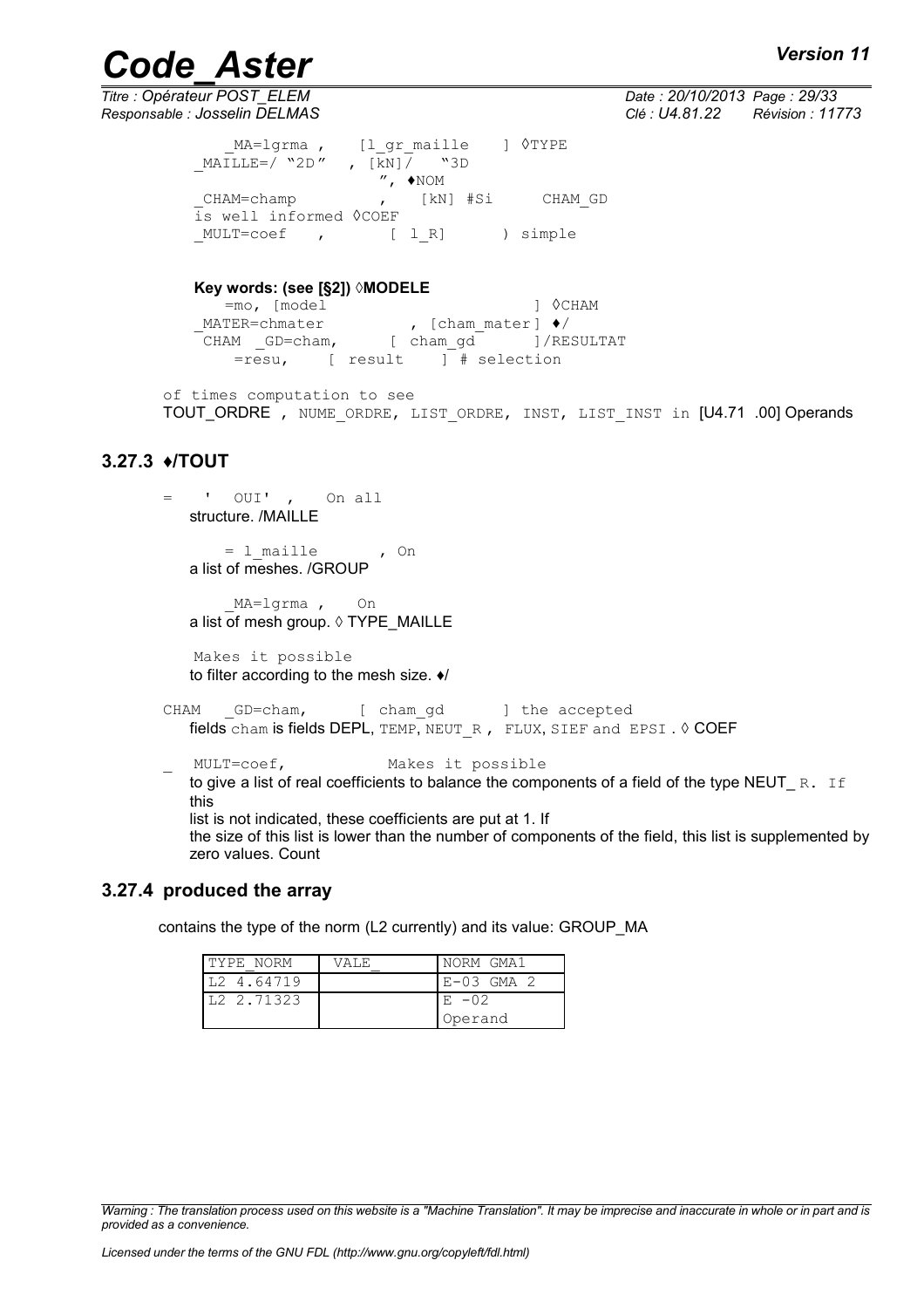_MA=lgrma , [l_gr_maille ] ◊TYPE _MAILLE=/ "2D" , [kN]/ "3D ", ♦NOM _CHAM=champ , [kN] #Si CHAM_GD is well informed ◊COEF _MULT=coef , [ l_R] ) simple

**Key words: (see [§2])** ◊**MODELE**

=mo, [model ] ◊CHAM _MATER=chmater , [cham_mater] ♦/ CHAM _GD=cham, [ cham_gd ]/RESULTAT =resu, [ result ] # selection

of times computation to see TOUT_ORDRE , NUME_ORDRE, LIST_ORDRE, INST, LIST_INST in [U4.71 .00] Operands

### 3.27.3 ♦/TOUT

= ' OUI' , On all structure. /MAILLE

= l_maille , On a list of meshes. /GROUP

_MA=lgrma , On a list of mesh group. ◊ TYPE_MAILLE

Makes it possible to filter according to the mesh size. ♦/

CHAM _GD=cham, [ cham_gd ] the accepted fields cham is fields DEPL, TEMP, NEUT_R , FLUX, SIEF and EPSI . ◊ COEF

_ MULT=coef, Makes it possible to give a list of real coefficients to balance the components of a field of the type NEUT_ R. If this list is not indicated, these coefficients are put at 1. If the size of this list is lower than the number of components of the field, this list is supplemented by zero values. Count

### 3.27.4 produced the array

contains the type of the norm (L2 currently) and its value: GROUP_MA

| TYPE_NORM | VALE_ | NORM GMA1 |
|---|---|---|
| L2 4.64719 | | E-03 GMA 2 |
| L2 2.71323 | | E -02 Operand |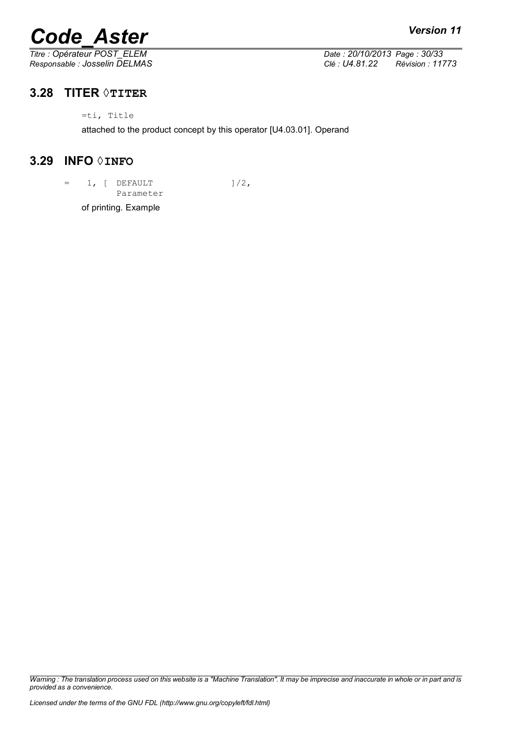## 3.28 TITER ◊TITER

```
=ti, Title
```

attached to the product concept by this operator [U4.03.01]. Operand

## 3.29 INFO ◊INFO

```
=    1, [  DEFAULT              ]/2,
          Parameter
```

of printing. Example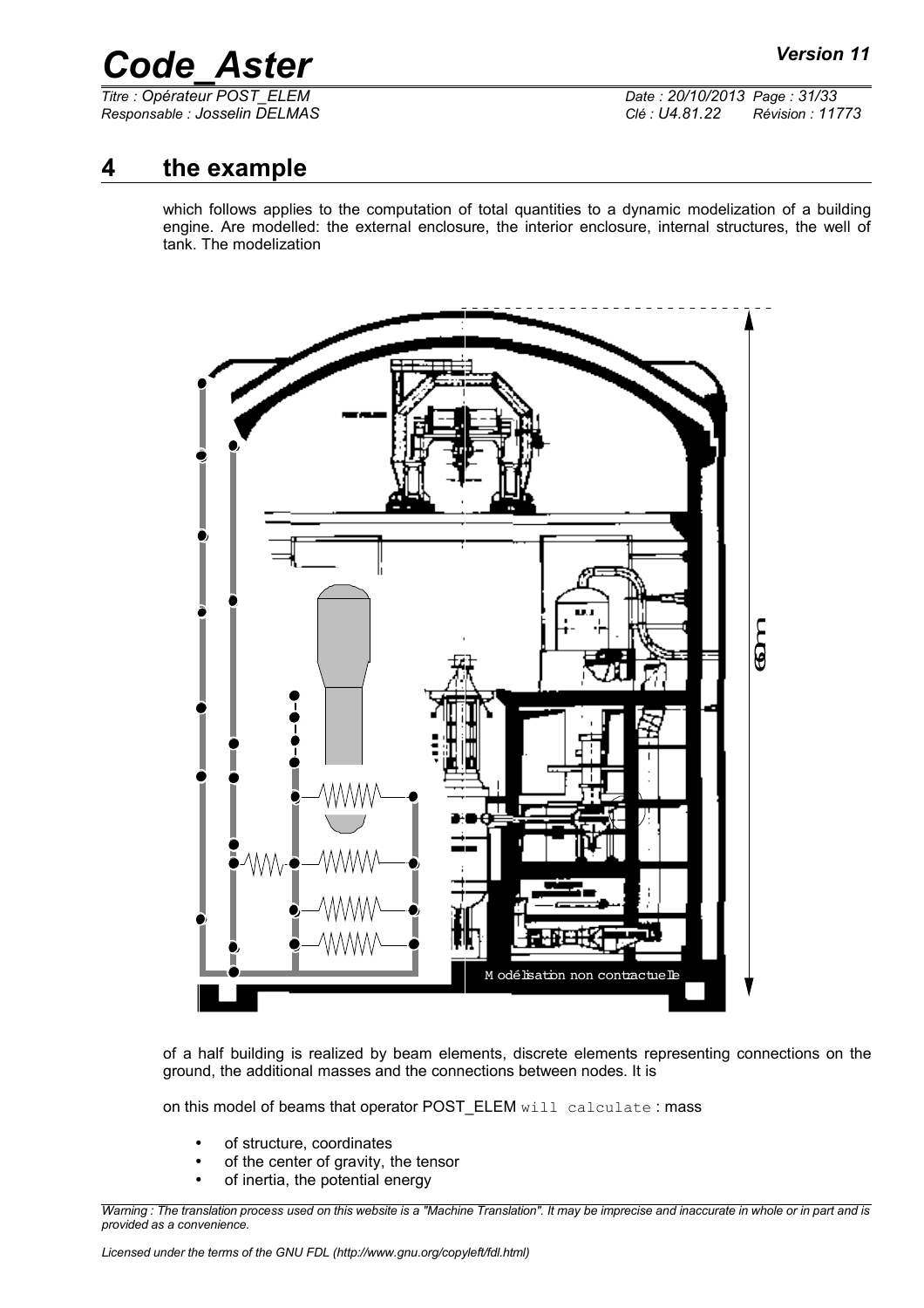# 4 the example

which follows applies to the computation of total quantities to a dynamic modelization of a building engine. Are modelled: the external enclosure, the interior enclosure, internal structures, the well of tank. The modelization

of a half building is realized by beam elements, discrete elements representing connections on the ground, the additional masses and the connections between nodes. It is

on this model of beams that operator POST_ELEM `will calculate` : mass

- of structure, coordinates
- of the center of gravity, the tensor
- of inertia, the potential energy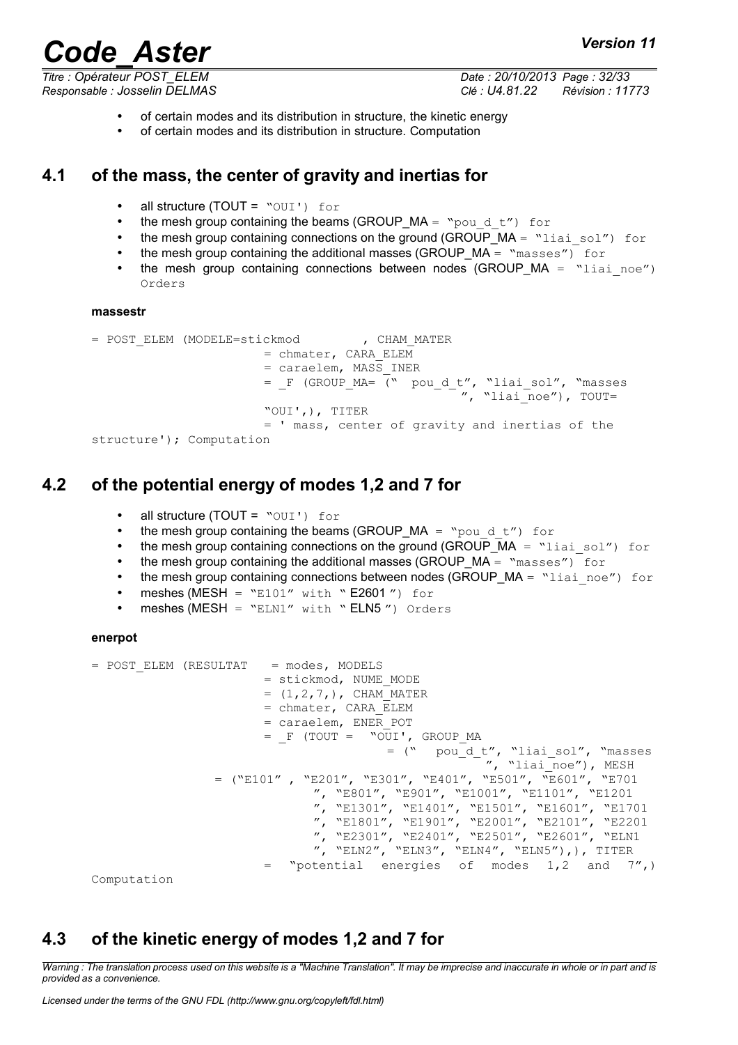- of certain modes and its distribution in structure, the kinetic energy
- of certain modes and its distribution in structure. Computation

## 4.1 of the mass, the center of gravity and inertias for

- all structure (TOUT = "OUI') for
- the mesh group containing the beams (GROUP_MA = "pou_d_t") for
- the mesh group containing connections on the ground (GROUP_MA = "liai_sol") for
- the mesh group containing the additional masses (GROUP_MA = "masses") for
- the mesh group containing connections between nodes (GROUP_MA = "liai_noe") Orders

**massestr**

```
= POST_ELEM (MODELE=stickmod        , CHAM_MATER
                        = chmater, CARA_ELEM
                        = caraelem, MASS_INER
                        = _F (GROUP_MA= ("  pou_d_t", "liai_sol", "masses
                                               ", "liai_noe"), TOUT=
                        "OUI',), TITER
                        = ' mass, center of gravity and inertias of the
structure'); Computation
```

## 4.2 of the potential energy of modes 1,2 and 7 for

- all structure (TOUT = "OUI') for
- the mesh group containing the beams (GROUP_MA = "pou_d_t") for
- the mesh group containing connections on the ground (GROUP_MA = "liai_sol") for
- the mesh group containing the additional masses (GROUP_MA = "masses") for
- the mesh group containing connections between nodes (GROUP_MA = "liai_noe") for
- meshes (MESH = "E101" with " E2601 ") for
- meshes (MESH = "ELN1" with " ELN5 ") Orders

**enerpot**

```
= POST_ELEM (RESULTAT   = modes, MODELS
                       = stickmod, NUME_MODE
                       = (1,2,7,), CHAM_MATER
                       = chmater, CARA_ELEM
                       = caraelem, ENER_POT
                       = _F (TOUT =  "OUI', GROUP_MA
                                       = ("  pou_d_t", "liai_sol", "masses
                                                 ", "liai_noe"), MESH
              = ("E101" , "E201", "E301", "E401", "E501", "E601", "E701
                         ", "E801", "E901", "E1001", "E1101", "E1201
                         ", "E1301", "E1401", "E1501", "E1601", "E1701
                         ", "E1801", "E1901", "E2001", "E2101", "E2201
                         ", "E2301", "E2401", "E2501", "E2601", "ELN1
                         ", "ELN2", "ELN3", "ELN4", "ELN5"),), TITER
                    =  "potential  energies  of  modes  1,2  and  7",)
Computation
```

## 4.3 of the kinetic energy of modes 1,2 and 7 for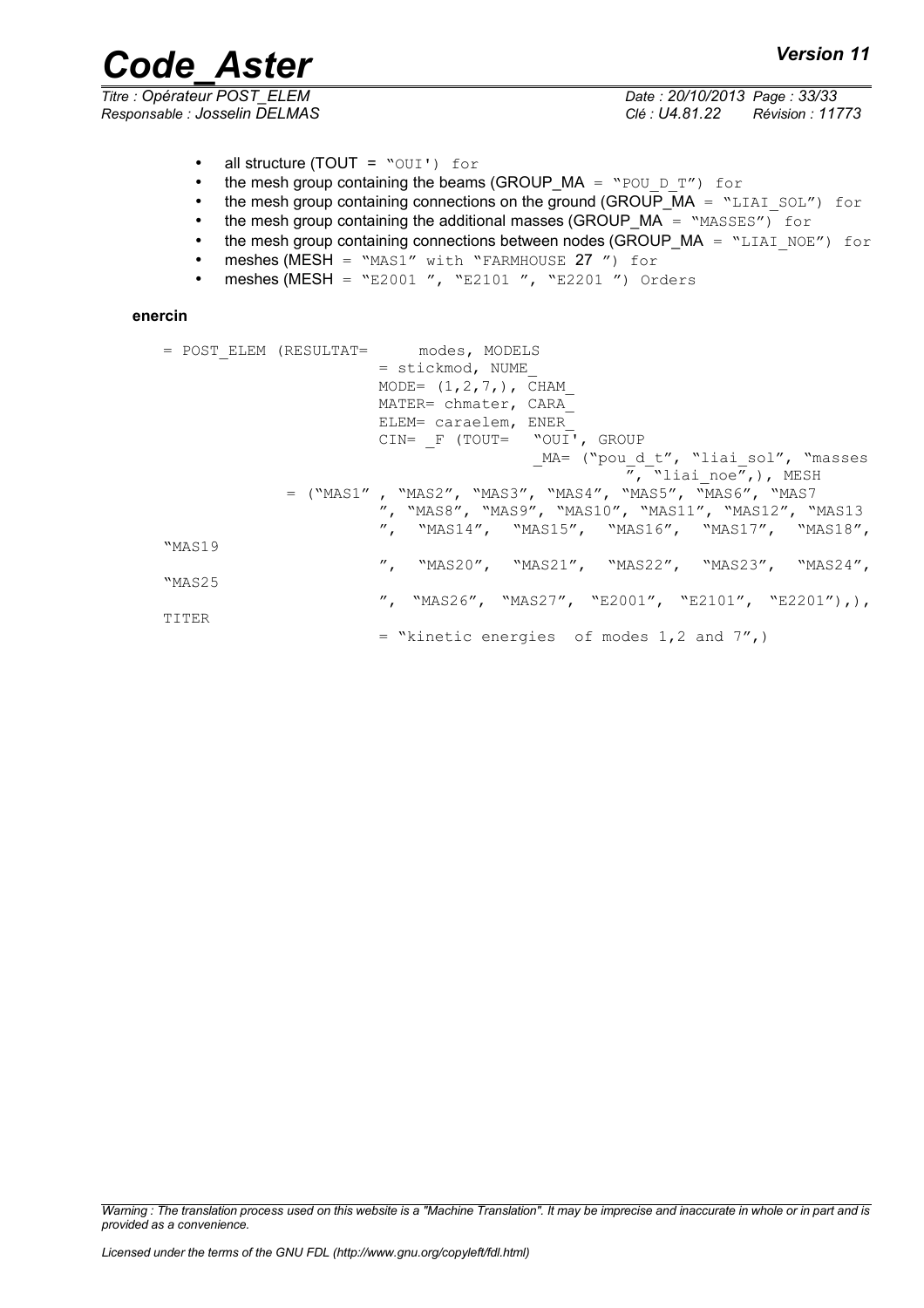- all structure (TOUT = "OUI') for
- the mesh group containing the beams (GROUP_MA = "POU_D_T") for
- the mesh group containing connections on the ground (GROUP_MA = "LIAI_SOL") for
- the mesh group containing the additional masses (GROUP_MA = "MASSES") for
- the mesh group containing connections between nodes (GROUP_MA = "LIAI_NOE") for
- meshes (MESH = "MAS1" with "FARMHOUSE 27 ") for
- meshes (MESH = "E2001 ", "E2101 ", "E2201 ") Orders

**enercin**

```
= POST_ELEM (RESULTAT=      modes, MODELS
                        = stickmod, NUME_
                        MODE= (1,2,7,), CHAM_
                        MATER= chmater, CARA_
                        ELEM= caraelem, ENER_
                        CIN= _F (TOUT=   "OUI', GROUP
                                         _MA= ("pou_d_t", "liai_sol", "masses
                                                  ", "liai_noe",), MESH
           = ("MAS1" , "MAS2", "MAS3", "MAS4", "MAS5", "MAS6", "MAS7
                        ", "MAS8", "MAS9", "MAS10", "MAS11", "MAS12", "MAS13
                        ",  "MAS14",  "MAS15",  "MAS16",  "MAS17",  "MAS18",
"MAS19
                        ",  "MAS20",  "MAS21",  "MAS22",  "MAS23",  "MAS24",
"MAS25
                        ", "MAS26", "MAS27", "E2001", "E2101", "E2201"),),
TITER
                        = "kinetic energies  of modes 1,2 and 7",)
```